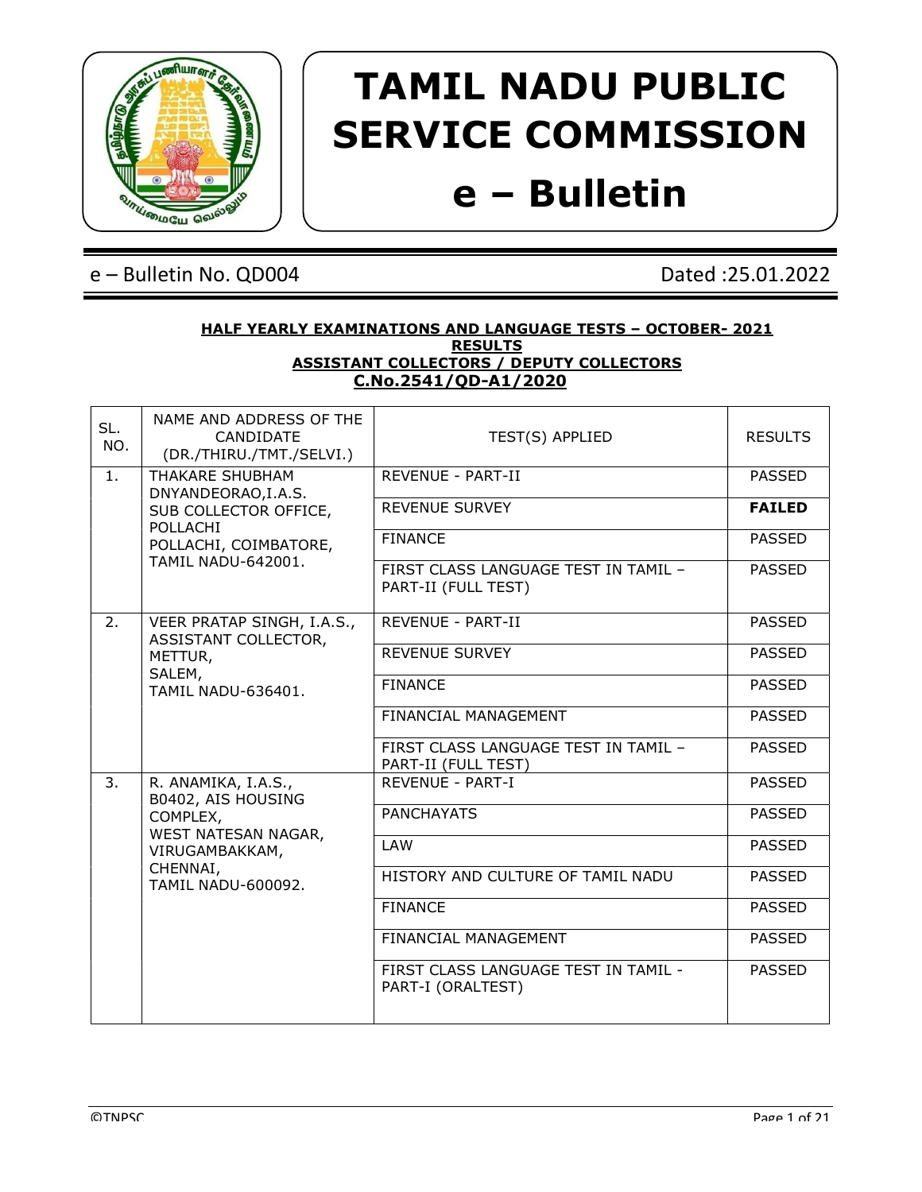# TAMIL NADU PUBLIC SERVICE COMMISSION

# e – Bulletin

e – Bulletin No. QD004 Dated :25.01.2022

**HALF YEARLY EXAMINATIONS AND LANGUAGE TESTS – OCTOBER- 2021**
**RESULTS**
**ASSISTANT COLLECTORS / DEPUTY COLLECTORS**
**C.No.2541/QD-A1/2020**

| SL. NO. | NAME AND ADDRESS OF THE CANDIDATE (DR./THIRU./TMT./SELVI.) | TEST(S) APPLIED | RESULTS |
|---|---|---|---|
| 1. | THAKARE SHUBHAM DNYANDEORAO,I.A.S. SUB COLLECTOR OFFICE, POLLACHI POLLACHI, COIMBATORE, TAMIL NADU-642001. | REVENUE - PART-II | PASSED |
| | | REVENUE SURVEY | **FAILED** |
| | | FINANCE | PASSED |
| | | FIRST CLASS LANGUAGE TEST IN TAMIL – PART-II (FULL TEST) | PASSED |
| 2. | VEER PRATAP SINGH, I.A.S., ASSISTANT COLLECTOR, METTUR, SALEM, TAMIL NADU-636401. | REVENUE - PART-II | PASSED |
| | | REVENUE SURVEY | PASSED |
| | | FINANCE | PASSED |
| | | FINANCIAL MANAGEMENT | PASSED |
| | | FIRST CLASS LANGUAGE TEST IN TAMIL – PART-II (FULL TEST) | PASSED |
| 3. | R. ANAMIKA, I.A.S., B0402, AIS HOUSING COMPLEX, WEST NATESAN NAGAR, VIRUGAMBAKKAM, CHENNAI, TAMIL NADU-600092. | REVENUE - PART-I | PASSED |
| | | PANCHAYATS | PASSED |
| | | LAW | PASSED |
| | | HISTORY AND CULTURE OF TAMIL NADU | PASSED |
| | | FINANCE | PASSED |
| | | FINANCIAL MANAGEMENT | PASSED |
| | | FIRST CLASS LANGUAGE TEST IN TAMIL - PART-I (ORALTEST) | PASSED |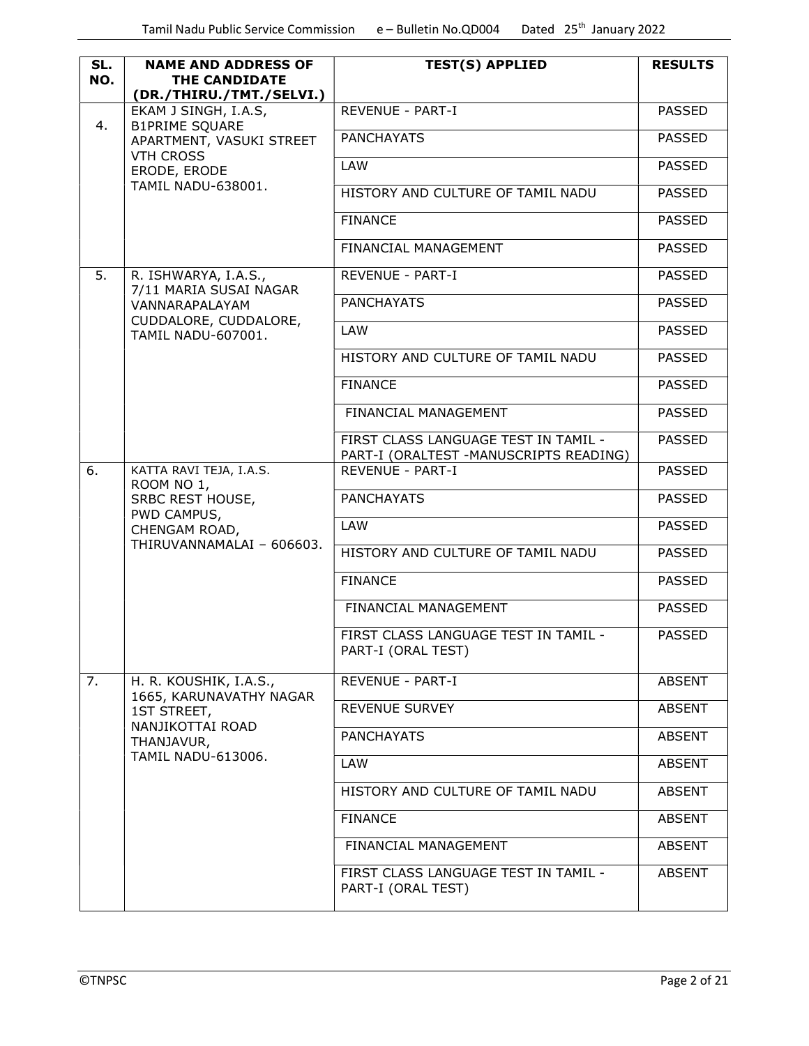| SL. NO. | NAME AND ADDRESS OF THE CANDIDATE (DR./THIRU./TMT./SELVI.) | TEST(S) APPLIED | RESULTS |
|---|---|---|---|
| 4. | EKAM J SINGH, I.A.S, B1PRIME SQUARE APARTMENT, VASUKI STREET VTH CROSS ERODE, ERODE TAMIL NADU-638001. | REVENUE - PART-I | PASSED |
| | | PANCHAYATS | PASSED |
| | | LAW | PASSED |
| | | HISTORY AND CULTURE OF TAMIL NADU | PASSED |
| | | FINANCE | PASSED |
| | | FINANCIAL MANAGEMENT | PASSED |
| 5. | R. ISHWARYA, I.A.S., 7/11 MARIA SUSAI NAGAR VANNARAPALAYAM CUDDALORE, CUDDALORE, TAMIL NADU-607001. | REVENUE - PART-I | PASSED |
| | | PANCHAYATS | PASSED |
| | | LAW | PASSED |
| | | HISTORY AND CULTURE OF TAMIL NADU | PASSED |
| | | FINANCE | PASSED |
| | | FINANCIAL MANAGEMENT | PASSED |
| | | FIRST CLASS LANGUAGE TEST IN TAMIL - PART-I (ORALTEST -MANUSCRIPTS READING) | PASSED |
| 6. | KATTA RAVI TEJA, I.A.S. ROOM NO 1, SRBC REST HOUSE, PWD CAMPUS, CHENGAM ROAD, THIRUVANNAMALAI – 606603. | REVENUE - PART-I | PASSED |
| | | PANCHAYATS | PASSED |
| | | LAW | PASSED |
| | | HISTORY AND CULTURE OF TAMIL NADU | PASSED |
| | | FINANCE | PASSED |
| | | FINANCIAL MANAGEMENT | PASSED |
| | | FIRST CLASS LANGUAGE TEST IN TAMIL - PART-I (ORAL TEST) | PASSED |
| 7. | H. R. KOUSHIK, I.A.S., 1665, KARUNAVATHY NAGAR 1ST STREET, NANJIKOTTAI ROAD THANJAVUR, TAMIL NADU-613006. | REVENUE - PART-I | ABSENT |
| | | REVENUE SURVEY | ABSENT |
| | | PANCHAYATS | ABSENT |
| | | LAW | ABSENT |
| | | HISTORY AND CULTURE OF TAMIL NADU | ABSENT |
| | | FINANCE | ABSENT |
| | | FINANCIAL MANAGEMENT | ABSENT |
| | | FIRST CLASS LANGUAGE TEST IN TAMIL - PART-I (ORAL TEST) | ABSENT |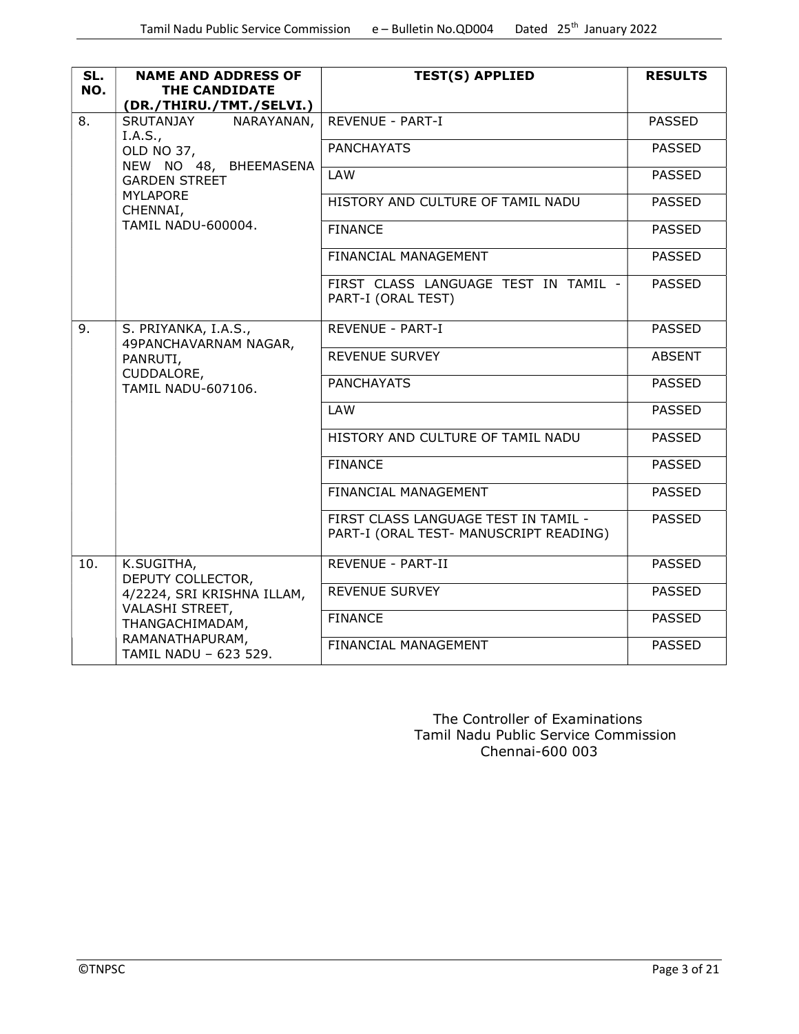| SL. NO. | NAME AND ADDRESS OF THE CANDIDATE (DR./THIRU./TMT./SELVI.) | TEST(S) APPLIED | RESULTS |
|---|---|---|---|
| 8. | SRUTANJAY NARAYANAN, I.A.S., OLD NO 37, NEW NO 48, BHEEMASENA GARDEN STREET MYLAPORE CHENNAI, TAMIL NADU-600004. | REVENUE - PART-I | PASSED |
| | | PANCHAYATS | PASSED |
| | | LAW | PASSED |
| | | HISTORY AND CULTURE OF TAMIL NADU | PASSED |
| | | FINANCE | PASSED |
| | | FINANCIAL MANAGEMENT | PASSED |
| | | FIRST CLASS LANGUAGE TEST IN TAMIL - PART-I (ORAL TEST) | PASSED |
| 9. | S. PRIYANKA, I.A.S., 49PANCHAVARNAM NAGAR, PANRUTI, CUDDALORE, TAMIL NADU-607106. | REVENUE - PART-I | PASSED |
| | | REVENUE SURVEY | ABSENT |
| | | PANCHAYATS | PASSED |
| | | LAW | PASSED |
| | | HISTORY AND CULTURE OF TAMIL NADU | PASSED |
| | | FINANCE | PASSED |
| | | FINANCIAL MANAGEMENT | PASSED |
| | | FIRST CLASS LANGUAGE TEST IN TAMIL - PART-I (ORAL TEST- MANUSCRIPT READING) | PASSED |
| 10. | K.SUGITHA, DEPUTY COLLECTOR, 4/2224, SRI KRISHNA ILLAM, VALASHI STREET, THANGACHIMADAM, RAMANATHAPURAM, TAMIL NADU – 623 529. | REVENUE - PART-II | PASSED |
| | | REVENUE SURVEY | PASSED |
| | | FINANCE | PASSED |
| | | FINANCIAL MANAGEMENT | PASSED |

The Controller of Examinations
Tamil Nadu Public Service Commission
Chennai-600 003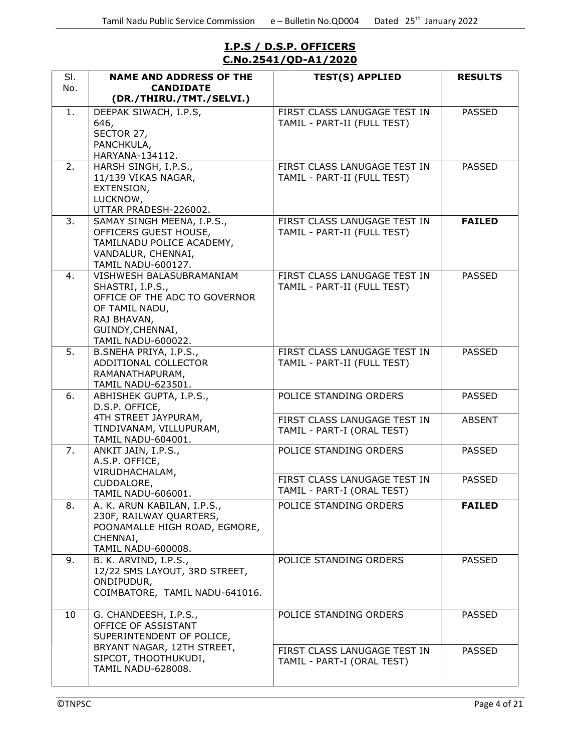## I.P.S / D.S.P. OFFICERS
## C.No.2541/QD-A1/2020

| Sl. No. | NAME AND ADDRESS OF THE CANDIDATE (DR./THIRU./TMT./SELVI.) | TEST(S) APPLIED | RESULTS |
|---|---|---|---|
| 1. | DEEPAK SIWACH, I.P.S, 646, SECTOR 27, PANCHKULA, HARYANA-134112. | FIRST CLASS LANUGAGE TEST IN TAMIL - PART-II (FULL TEST) | PASSED |
| 2. | HARSH SINGH, I.P.S., 11/139 VIKAS NAGAR, EXTENSION, LUCKNOW, UTTAR PRADESH-226002. | FIRST CLASS LANUGAGE TEST IN TAMIL - PART-II (FULL TEST) | PASSED |
| 3. | SAMAY SINGH MEENA, I.P.S., OFFICERS GUEST HOUSE, TAMILNADU POLICE ACADEMY, VANDALUR, CHENNAI, TAMIL NADU-600127. | FIRST CLASS LANUGAGE TEST IN TAMIL - PART-II (FULL TEST) | **FAILED** |
| 4. | VISHWESH BALASUBRAMANIAM SHASTRI, I.P.S., OFFICE OF THE ADC TO GOVERNOR OF TAMIL NADU, RAJ BHAVAN, GUINDY,CHENNAI, TAMIL NADU-600022. | FIRST CLASS LANUGAGE TEST IN TAMIL - PART-II (FULL TEST) | PASSED |
| 5. | B.SNEHA PRIYA, I.P.S., ADDITIONAL COLLECTOR RAMANATHAPURAM, TAMIL NADU-623501. | FIRST CLASS LANUGAGE TEST IN TAMIL - PART-II (FULL TEST) | PASSED |
| 6. | ABHISHEK GUPTA, I.P.S., D.S.P. OFFICE, 4TH STREET JAYPURAM, TINDIVANAM, VILLUPURAM, TAMIL NADU-604001. | POLICE STANDING ORDERS | PASSED |
| | | FIRST CLASS LANUGAGE TEST IN TAMIL - PART-I (ORAL TEST) | ABSENT |
| 7. | ANKIT JAIN, I.P.S., A.S.P. OFFICE, VIRUDHACHALAM, CUDDALORE, TAMIL NADU-606001. | POLICE STANDING ORDERS | PASSED |
| | | FIRST CLASS LANUGAGE TEST IN TAMIL - PART-I (ORAL TEST) | PASSED |
| 8. | A. K. ARUN KABILAN, I.P.S., 230F, RAILWAY QUARTERS, POONAMALLE HIGH ROAD, EGMORE, CHENNAI, TAMIL NADU-600008. | POLICE STANDING ORDERS | **FAILED** |
| 9. | B. K. ARVIND, I.P.S., 12/22 SMS LAYOUT, 3RD STREET, ONDIPUDUR, COIMBATORE, TAMIL NADU-641016. | POLICE STANDING ORDERS | PASSED |
| 10 | G. CHANDEESH, I.P.S., OFFICE OF ASSISTANT SUPERINTENDENT OF POLICE, BRYANT NAGAR, 12TH STREET, SIPCOT, THOOTHUKUDI, TAMIL NADU-628008. | POLICE STANDING ORDERS | PASSED |
| | | FIRST CLASS LANUGAGE TEST IN TAMIL - PART-I (ORAL TEST) | PASSED |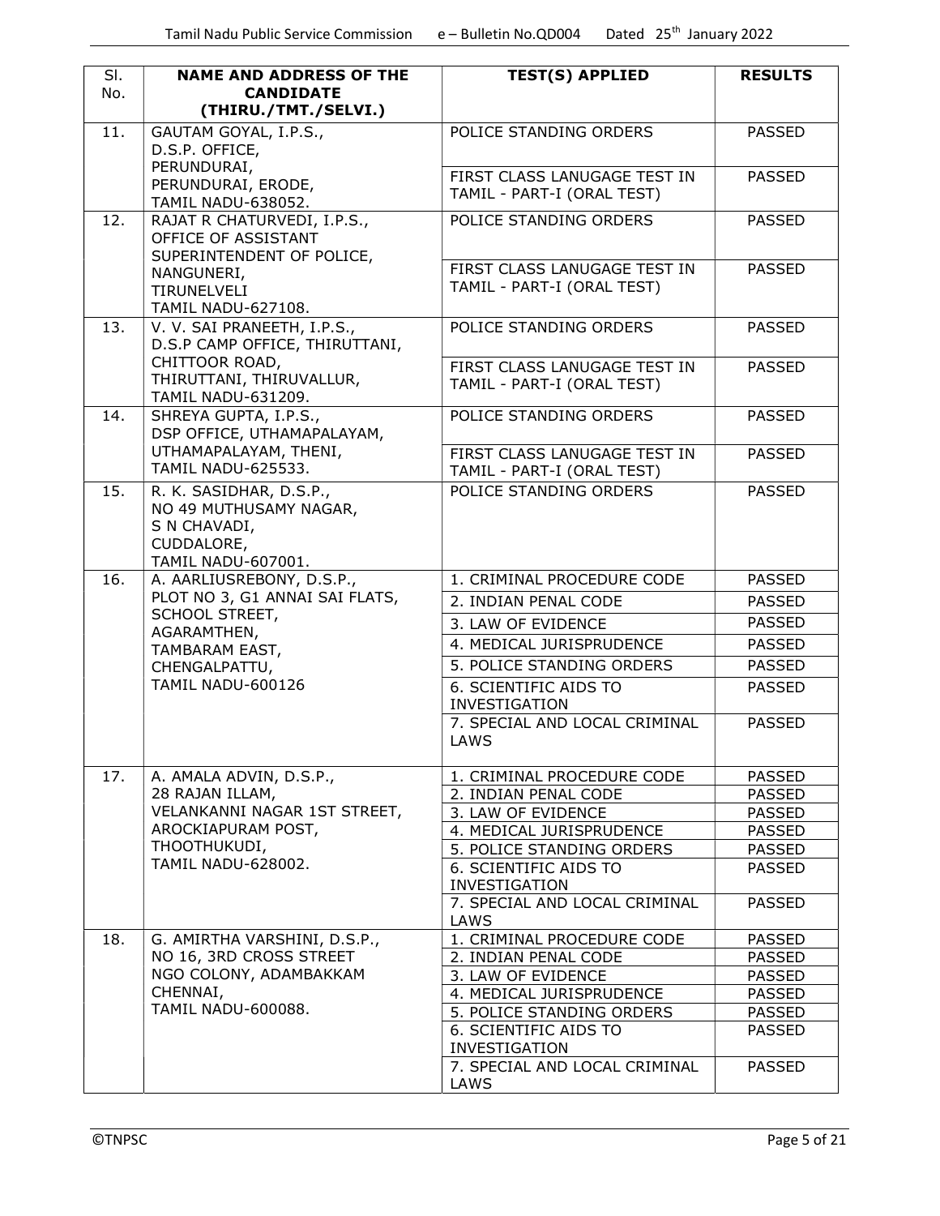| Sl. No. | NAME AND ADDRESS OF THE CANDIDATE (THIRU./TMT./SELVI.) | TEST(S) APPLIED | RESULTS |
|---|---|---|---|
| 11. | GAUTAM GOYAL, I.P.S., D.S.P. OFFICE, PERUNDURAI, PERUNDURAI, ERODE, TAMIL NADU-638052. | POLICE STANDING ORDERS | PASSED |
| | | FIRST CLASS LANUGAGE TEST IN TAMIL - PART-I (ORAL TEST) | PASSED |
| 12. | RAJAT R CHATURVEDI, I.P.S., OFFICE OF ASSISTANT SUPERINTENDENT OF POLICE, NANGUNERI, TIRUNELVELI TAMIL NADU-627108. | POLICE STANDING ORDERS | PASSED |
| | | FIRST CLASS LANUGAGE TEST IN TAMIL - PART-I (ORAL TEST) | PASSED |
| 13. | V. V. SAI PRANEETH, I.P.S., D.S.P CAMP OFFICE, THIRUTTANI, CHITTOOR ROAD, THIRUTTANI, THIRUVALLUR, TAMIL NADU-631209. | POLICE STANDING ORDERS | PASSED |
| | | FIRST CLASS LANUGAGE TEST IN TAMIL - PART-I (ORAL TEST) | PASSED |
| 14. | SHREYA GUPTA, I.P.S., DSP OFFICE, UTHAMAPALAYAM, UTHAMAPALAYAM, THENI, TAMIL NADU-625533. | POLICE STANDING ORDERS | PASSED |
| | | FIRST CLASS LANUGAGE TEST IN TAMIL - PART-I (ORAL TEST) | PASSED |
| 15. | R. K. SASIDHAR, D.S.P., NO 49 MUTHUSAMY NAGAR, S N CHAVADI, CUDDALORE, TAMIL NADU-607001. | POLICE STANDING ORDERS | PASSED |
| 16. | A. AARLIUSREBONY, D.S.P., PLOT NO 3, G1 ANNAI SAI FLATS, SCHOOL STREET, AGARAMTHEN, TAMBARAM EAST, CHENGALPATTU, TAMIL NADU-600126 | 1. CRIMINAL PROCEDURE CODE | PASSED |
| | | 2. INDIAN PENAL CODE | PASSED |
| | | 3. LAW OF EVIDENCE | PASSED |
| | | 4. MEDICAL JURISPRUDENCE | PASSED |
| | | 5. POLICE STANDING ORDERS | PASSED |
| | | 6. SCIENTIFIC AIDS TO INVESTIGATION | PASSED |
| | | 7. SPECIAL AND LOCAL CRIMINAL LAWS | PASSED |
| 17. | A. AMALA ADVIN, D.S.P., 28 RAJAN ILLAM, VELANKANNI NAGAR 1ST STREET, AROCKIAPURAM POST, THOOTHUKUDI, TAMIL NADU-628002. | 1. CRIMINAL PROCEDURE CODE | PASSED |
| | | 2. INDIAN PENAL CODE | PASSED |
| | | 3. LAW OF EVIDENCE | PASSED |
| | | 4. MEDICAL JURISPRUDENCE | PASSED |
| | | 5. POLICE STANDING ORDERS | PASSED |
| | | 6. SCIENTIFIC AIDS TO INVESTIGATION | PASSED |
| | | 7. SPECIAL AND LOCAL CRIMINAL LAWS | PASSED |
| 18. | G. AMIRTHA VARSHINI, D.S.P., NO 16, 3RD CROSS STREET NGO COLONY, ADAMBAKKAM CHENNAI, TAMIL NADU-600088. | 1. CRIMINAL PROCEDURE CODE | PASSED |
| | | 2. INDIAN PENAL CODE | PASSED |
| | | 3. LAW OF EVIDENCE | PASSED |
| | | 4. MEDICAL JURISPRUDENCE | PASSED |
| | | 5. POLICE STANDING ORDERS | PASSED |
| | | 6. SCIENTIFIC AIDS TO INVESTIGATION | PASSED |
| | | 7. SPECIAL AND LOCAL CRIMINAL LAWS | PASSED |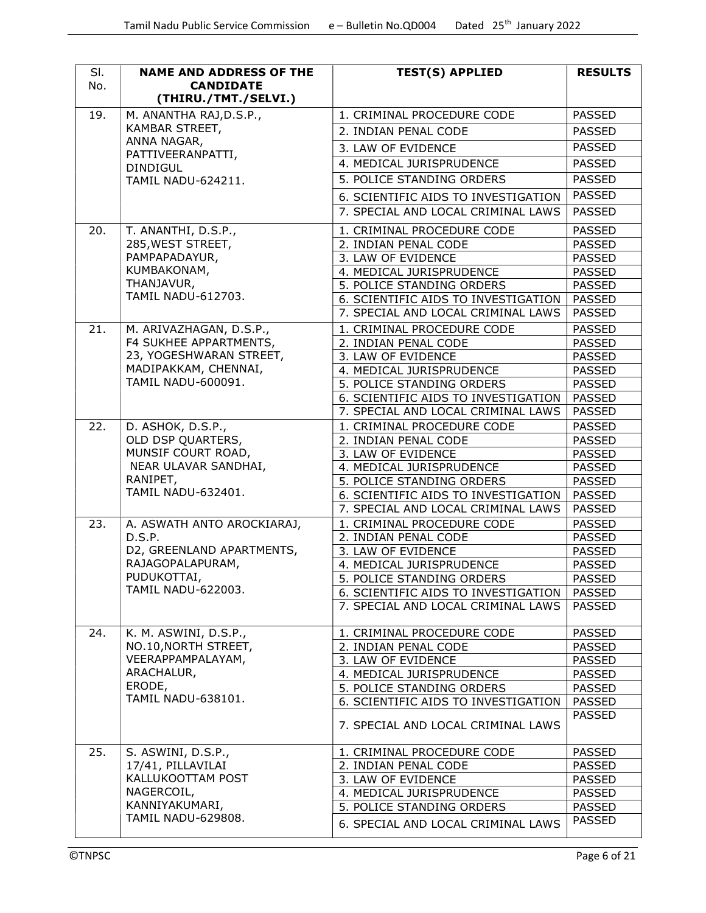| Sl. No. | NAME AND ADDRESS OF THE CANDIDATE (THIRU./TMT./SELVI.) | TEST(S) APPLIED | RESULTS |
|---|---|---|---|
| 19. | M. ANANTHA RAJ,D.S.P., KAMBAR STREET, ANNA NAGAR, PATTIVEERANPATTI, DINDIGUL TAMIL NADU-624211. | 1. CRIMINAL PROCEDURE CODE | PASSED |
| | | 2. INDIAN PENAL CODE | PASSED |
| | | 3. LAW OF EVIDENCE | PASSED |
| | | 4. MEDICAL JURISPRUDENCE | PASSED |
| | | 5. POLICE STANDING ORDERS | PASSED |
| | | 6. SCIENTIFIC AIDS TO INVESTIGATION | PASSED |
| | | 7. SPECIAL AND LOCAL CRIMINAL LAWS | PASSED |
| 20. | T. ANANTHI, D.S.P., 285,WEST STREET, PAMPAPADAYUR, KUMBAKONAM, THANJAVUR, TAMIL NADU-612703. | 1. CRIMINAL PROCEDURE CODE | PASSED |
| | | 2. INDIAN PENAL CODE | PASSED |
| | | 3. LAW OF EVIDENCE | PASSED |
| | | 4. MEDICAL JURISPRUDENCE | PASSED |
| | | 5. POLICE STANDING ORDERS | PASSED |
| | | 6. SCIENTIFIC AIDS TO INVESTIGATION | PASSED |
| | | 7. SPECIAL AND LOCAL CRIMINAL LAWS | PASSED |
| 21. | M. ARIVAZHAGAN, D.S.P., F4 SUKHEE APPARTMENTS, 23, YOGESHWARAN STREET, MADIPAKKAM, CHENNAI, TAMIL NADU-600091. | 1. CRIMINAL PROCEDURE CODE | PASSED |
| | | 2. INDIAN PENAL CODE | PASSED |
| | | 3. LAW OF EVIDENCE | PASSED |
| | | 4. MEDICAL JURISPRUDENCE | PASSED |
| | | 5. POLICE STANDING ORDERS | PASSED |
| | | 6. SCIENTIFIC AIDS TO INVESTIGATION | PASSED |
| | | 7. SPECIAL AND LOCAL CRIMINAL LAWS | PASSED |
| 22. | D. ASHOK, D.S.P., OLD DSP QUARTERS, MUNSIF COURT ROAD, NEAR ULAVAR SANDHAI, RANIPET, TAMIL NADU-632401. | 1. CRIMINAL PROCEDURE CODE | PASSED |
| | | 2. INDIAN PENAL CODE | PASSED |
| | | 3. LAW OF EVIDENCE | PASSED |
| | | 4. MEDICAL JURISPRUDENCE | PASSED |
| | | 5. POLICE STANDING ORDERS | PASSED |
| | | 6. SCIENTIFIC AIDS TO INVESTIGATION | PASSED |
| | | 7. SPECIAL AND LOCAL CRIMINAL LAWS | PASSED |
| 23. | A. ASWATH ANTO AROCKIARAJ, D.S.P. D2, GREENLAND APARTMENTS, RAJAGOPALAPURAM, PUDUKOTTAI, TAMIL NADU-622003. | 1. CRIMINAL PROCEDURE CODE | PASSED |
| | | 2. INDIAN PENAL CODE | PASSED |
| | | 3. LAW OF EVIDENCE | PASSED |
| | | 4. MEDICAL JURISPRUDENCE | PASSED |
| | | 5. POLICE STANDING ORDERS | PASSED |
| | | 6. SCIENTIFIC AIDS TO INVESTIGATION | PASSED |
| | | 7. SPECIAL AND LOCAL CRIMINAL LAWS | PASSED |
| 24. | K. M. ASWINI, D.S.P., NO.10,NORTH STREET, VEERAPPAMPALAYAM, ARACHALUR, ERODE, TAMIL NADU-638101. | 1. CRIMINAL PROCEDURE CODE | PASSED |
| | | 2. INDIAN PENAL CODE | PASSED |
| | | 3. LAW OF EVIDENCE | PASSED |
| | | 4. MEDICAL JURISPRUDENCE | PASSED |
| | | 5. POLICE STANDING ORDERS | PASSED |
| | | 6. SCIENTIFIC AIDS TO INVESTIGATION | PASSED |
| | | 7. SPECIAL AND LOCAL CRIMINAL LAWS | PASSED |
| 25. | S. ASWINI, D.S.P., 17/41, PILLAVILAI KALLUKOOTTAM POST NAGERCOIL, KANNIYAKUMARI, TAMIL NADU-629808. | 1. CRIMINAL PROCEDURE CODE | PASSED |
| | | 2. INDIAN PENAL CODE | PASSED |
| | | 3. LAW OF EVIDENCE | PASSED |
| | | 4. MEDICAL JURISPRUDENCE | PASSED |
| | | 5. POLICE STANDING ORDERS | PASSED |
| | | 6. SPECIAL AND LOCAL CRIMINAL LAWS | PASSED |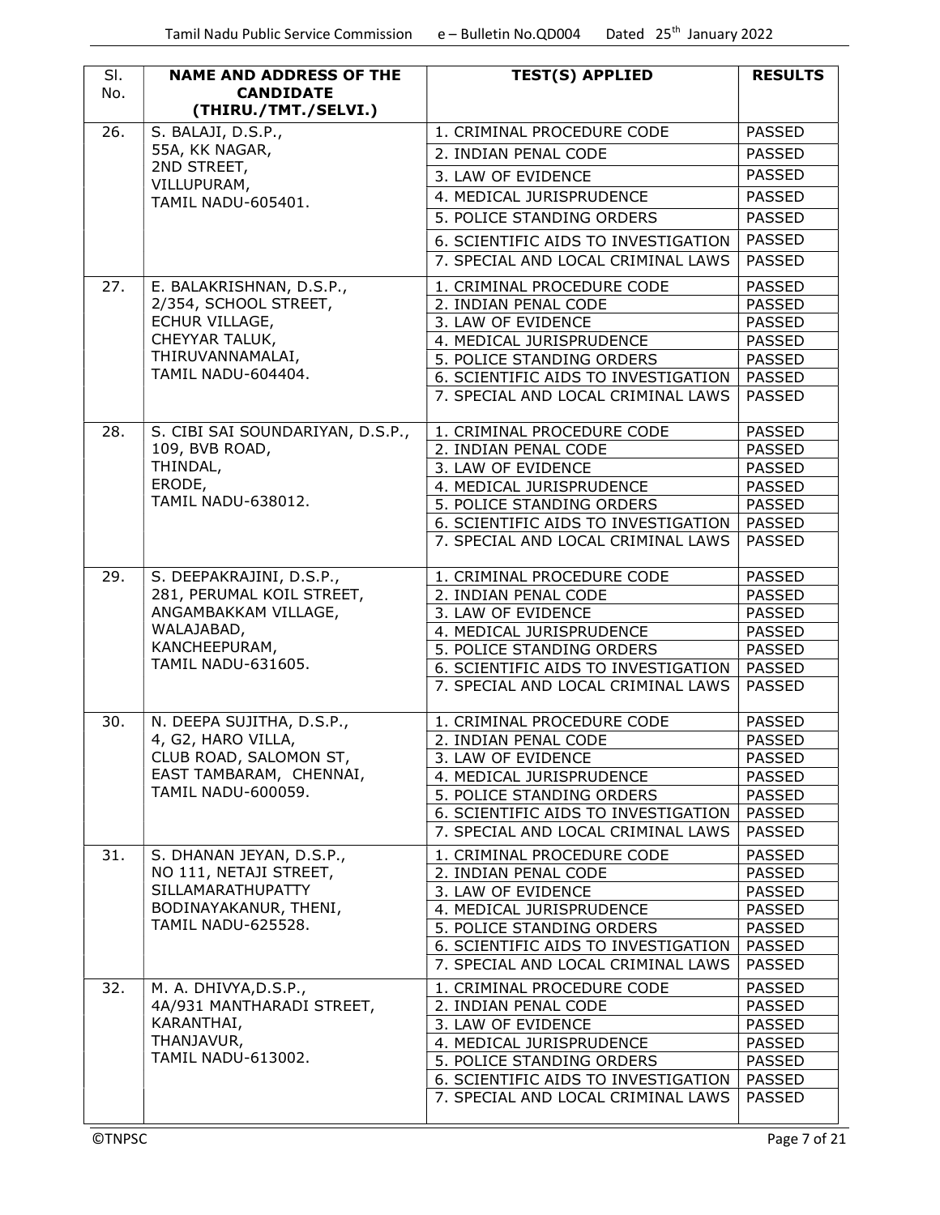| Sl. No. | NAME AND ADDRESS OF THE CANDIDATE (THIRU./TMT./SELVI.) | TEST(S) APPLIED | RESULTS |
|---|---|---|---|
| 26. | S. BALAJI, D.S.P., 55A, KK NAGAR, 2ND STREET, VILLUPURAM, TAMIL NADU-605401. | 1. CRIMINAL PROCEDURE CODE | PASSED |
| | | 2. INDIAN PENAL CODE | PASSED |
| | | 3. LAW OF EVIDENCE | PASSED |
| | | 4. MEDICAL JURISPRUDENCE | PASSED |
| | | 5. POLICE STANDING ORDERS | PASSED |
| | | 6. SCIENTIFIC AIDS TO INVESTIGATION | PASSED |
| | | 7. SPECIAL AND LOCAL CRIMINAL LAWS | PASSED |
| 27. | E. BALAKRISHNAN, D.S.P., 2/354, SCHOOL STREET, ECHUR VILLAGE, CHEYYAR TALUK, THIRUVANNAMALAI, TAMIL NADU-604404. | 1. CRIMINAL PROCEDURE CODE | PASSED |
| | | 2. INDIAN PENAL CODE | PASSED |
| | | 3. LAW OF EVIDENCE | PASSED |
| | | 4. MEDICAL JURISPRUDENCE | PASSED |
| | | 5. POLICE STANDING ORDERS | PASSED |
| | | 6. SCIENTIFIC AIDS TO INVESTIGATION | PASSED |
| | | 7. SPECIAL AND LOCAL CRIMINAL LAWS | PASSED |
| 28. | S. CIBI SAI SOUNDARIYAN, D.S.P., 109, BVB ROAD, THINDAL, ERODE, TAMIL NADU-638012. | 1. CRIMINAL PROCEDURE CODE | PASSED |
| | | 2. INDIAN PENAL CODE | PASSED |
| | | 3. LAW OF EVIDENCE | PASSED |
| | | 4. MEDICAL JURISPRUDENCE | PASSED |
| | | 5. POLICE STANDING ORDERS | PASSED |
| | | 6. SCIENTIFIC AIDS TO INVESTIGATION | PASSED |
| | | 7. SPECIAL AND LOCAL CRIMINAL LAWS | PASSED |
| 29. | S. DEEPAKRAJINI, D.S.P., 281, PERUMAL KOIL STREET, ANGAMBAKKAM VILLAGE, WALAJABAD, KANCHEEPURAM, TAMIL NADU-631605. | 1. CRIMINAL PROCEDURE CODE | PASSED |
| | | 2. INDIAN PENAL CODE | PASSED |
| | | 3. LAW OF EVIDENCE | PASSED |
| | | 4. MEDICAL JURISPRUDENCE | PASSED |
| | | 5. POLICE STANDING ORDERS | PASSED |
| | | 6. SCIENTIFIC AIDS TO INVESTIGATION | PASSED |
| | | 7. SPECIAL AND LOCAL CRIMINAL LAWS | PASSED |
| 30. | N. DEEPA SUJITHA, D.S.P., 4, G2, HARO VILLA, CLUB ROAD, SALOMON ST, EAST TAMBARAM, CHENNAI, TAMIL NADU-600059. | 1. CRIMINAL PROCEDURE CODE | PASSED |
| | | 2. INDIAN PENAL CODE | PASSED |
| | | 3. LAW OF EVIDENCE | PASSED |
| | | 4. MEDICAL JURISPRUDENCE | PASSED |
| | | 5. POLICE STANDING ORDERS | PASSED |
| | | 6. SCIENTIFIC AIDS TO INVESTIGATION | PASSED |
| | | 7. SPECIAL AND LOCAL CRIMINAL LAWS | PASSED |
| 31. | S. DHANAN JEYAN, D.S.P., NO 111, NETAJI STREET, SILLAMARATHUPATTY BODINAYAKANUR, THENI, TAMIL NADU-625528. | 1. CRIMINAL PROCEDURE CODE | PASSED |
| | | 2. INDIAN PENAL CODE | PASSED |
| | | 3. LAW OF EVIDENCE | PASSED |
| | | 4. MEDICAL JURISPRUDENCE | PASSED |
| | | 5. POLICE STANDING ORDERS | PASSED |
| | | 6. SCIENTIFIC AIDS TO INVESTIGATION | PASSED |
| | | 7. SPECIAL AND LOCAL CRIMINAL LAWS | PASSED |
| 32. | M. A. DHIVYA,D.S.P., 4A/931 MANTHARADI STREET, KARANTHAI, THANJAVUR, TAMIL NADU-613002. | 1. CRIMINAL PROCEDURE CODE | PASSED |
| | | 2. INDIAN PENAL CODE | PASSED |
| | | 3. LAW OF EVIDENCE | PASSED |
| | | 4. MEDICAL JURISPRUDENCE | PASSED |
| | | 5. POLICE STANDING ORDERS | PASSED |
| | | 6. SCIENTIFIC AIDS TO INVESTIGATION | PASSED |
| | | 7. SPECIAL AND LOCAL CRIMINAL LAWS | PASSED |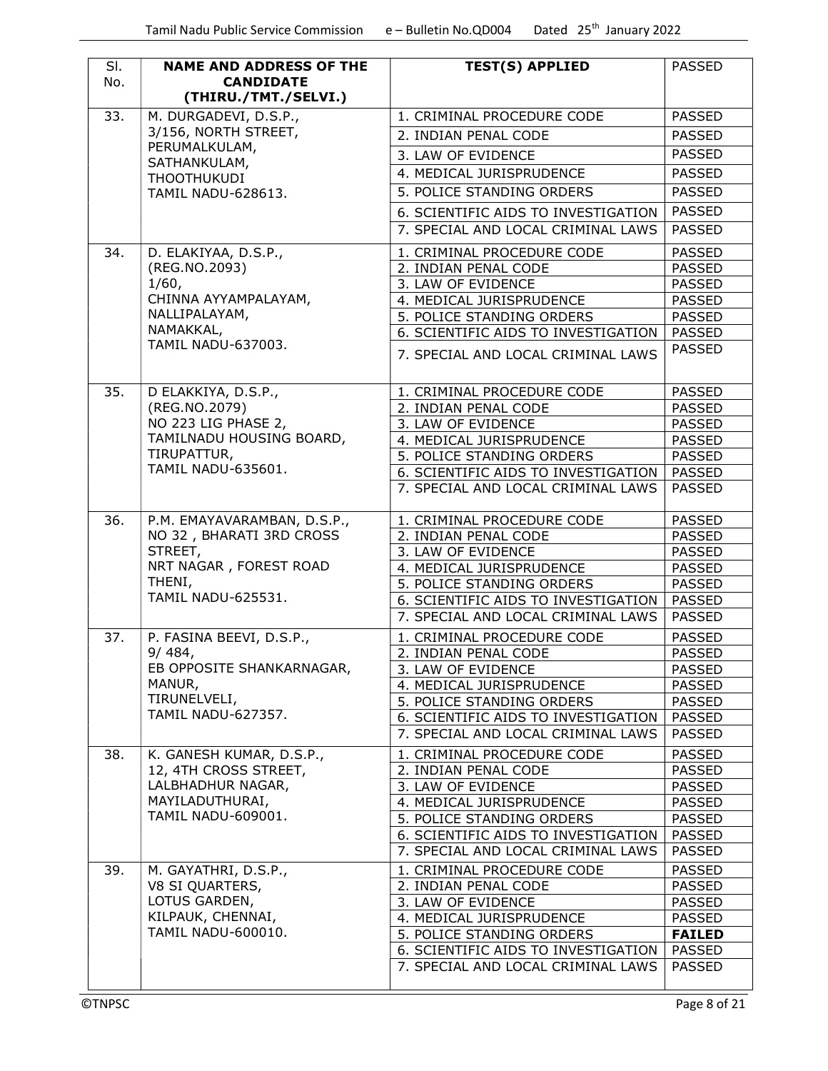| Sl. No. | NAME AND ADDRESS OF THE CANDIDATE (THIRU./TMT./SELVI.) | TEST(S) APPLIED | PASSED |
|---|---|---|---|
| 33. | M. DURGADEVI, D.S.P., 3/156, NORTH STREET, PERUMALKULAM, SATHANKULAM, THOOTHUKUDI TAMIL NADU-628613. | 1. CRIMINAL PROCEDURE CODE | PASSED |
| | | 2. INDIAN PENAL CODE | PASSED |
| | | 3. LAW OF EVIDENCE | PASSED |
| | | 4. MEDICAL JURISPRUDENCE | PASSED |
| | | 5. POLICE STANDING ORDERS | PASSED |
| | | 6. SCIENTIFIC AIDS TO INVESTIGATION | PASSED |
| | | 7. SPECIAL AND LOCAL CRIMINAL LAWS | PASSED |
| 34. | D. ELAKIYAA, D.S.P., (REG.NO.2093) 1/60, CHINNA AYYAMPALAYAM, NALLIPALAYAM, NAMAKKAL, TAMIL NADU-637003. | 1. CRIMINAL PROCEDURE CODE | PASSED |
| | | 2. INDIAN PENAL CODE | PASSED |
| | | 3. LAW OF EVIDENCE | PASSED |
| | | 4. MEDICAL JURISPRUDENCE | PASSED |
| | | 5. POLICE STANDING ORDERS | PASSED |
| | | 6. SCIENTIFIC AIDS TO INVESTIGATION | PASSED |
| | | 7. SPECIAL AND LOCAL CRIMINAL LAWS | PASSED |
| 35. | D ELAKKIYA, D.S.P., (REG.NO.2079) NO 223 LIG PHASE 2, TAMILNADU HOUSING BOARD, TIRUPATTUR, TAMIL NADU-635601. | 1. CRIMINAL PROCEDURE CODE | PASSED |
| | | 2. INDIAN PENAL CODE | PASSED |
| | | 3. LAW OF EVIDENCE | PASSED |
| | | 4. MEDICAL JURISPRUDENCE | PASSED |
| | | 5. POLICE STANDING ORDERS | PASSED |
| | | 6. SCIENTIFIC AIDS TO INVESTIGATION | PASSED |
| | | 7. SPECIAL AND LOCAL CRIMINAL LAWS | PASSED |
| 36. | P.M. EMAYAVARAMBAN, D.S.P., NO 32 , BHARATI 3RD CROSS STREET, NRT NAGAR , FOREST ROAD THENI, TAMIL NADU-625531. | 1. CRIMINAL PROCEDURE CODE | PASSED |
| | | 2. INDIAN PENAL CODE | PASSED |
| | | 3. LAW OF EVIDENCE | PASSED |
| | | 4. MEDICAL JURISPRUDENCE | PASSED |
| | | 5. POLICE STANDING ORDERS | PASSED |
| | | 6. SCIENTIFIC AIDS TO INVESTIGATION | PASSED |
| | | 7. SPECIAL AND LOCAL CRIMINAL LAWS | PASSED |
| 37. | P. FASINA BEEVI, D.S.P., 9/ 484, EB OPPOSITE SHANKARNAGAR, MANUR, TIRUNELVELI, TAMIL NADU-627357. | 1. CRIMINAL PROCEDURE CODE | PASSED |
| | | 2. INDIAN PENAL CODE | PASSED |
| | | 3. LAW OF EVIDENCE | PASSED |
| | | 4. MEDICAL JURISPRUDENCE | PASSED |
| | | 5. POLICE STANDING ORDERS | PASSED |
| | | 6. SCIENTIFIC AIDS TO INVESTIGATION | PASSED |
| | | 7. SPECIAL AND LOCAL CRIMINAL LAWS | PASSED |
| 38. | K. GANESH KUMAR, D.S.P., 12, 4TH CROSS STREET, LALBHADHUR NAGAR, MAYILADUTHURAI, TAMIL NADU-609001. | 1. CRIMINAL PROCEDURE CODE | PASSED |
| | | 2. INDIAN PENAL CODE | PASSED |
| | | 3. LAW OF EVIDENCE | PASSED |
| | | 4. MEDICAL JURISPRUDENCE | PASSED |
| | | 5. POLICE STANDING ORDERS | PASSED |
| | | 6. SCIENTIFIC AIDS TO INVESTIGATION | PASSED |
| | | 7. SPECIAL AND LOCAL CRIMINAL LAWS | PASSED |
| 39. | M. GAYATHRI, D.S.P., V8 SI QUARTERS, LOTUS GARDEN, KILPAUK, CHENNAI, TAMIL NADU-600010. | 1. CRIMINAL PROCEDURE CODE | PASSED |
| | | 2. INDIAN PENAL CODE | PASSED |
| | | 3. LAW OF EVIDENCE | PASSED |
| | | 4. MEDICAL JURISPRUDENCE | PASSED |
| | | 5. POLICE STANDING ORDERS | **FAILED** |
| | | 6. SCIENTIFIC AIDS TO INVESTIGATION | PASSED |
| | | 7. SPECIAL AND LOCAL CRIMINAL LAWS | PASSED |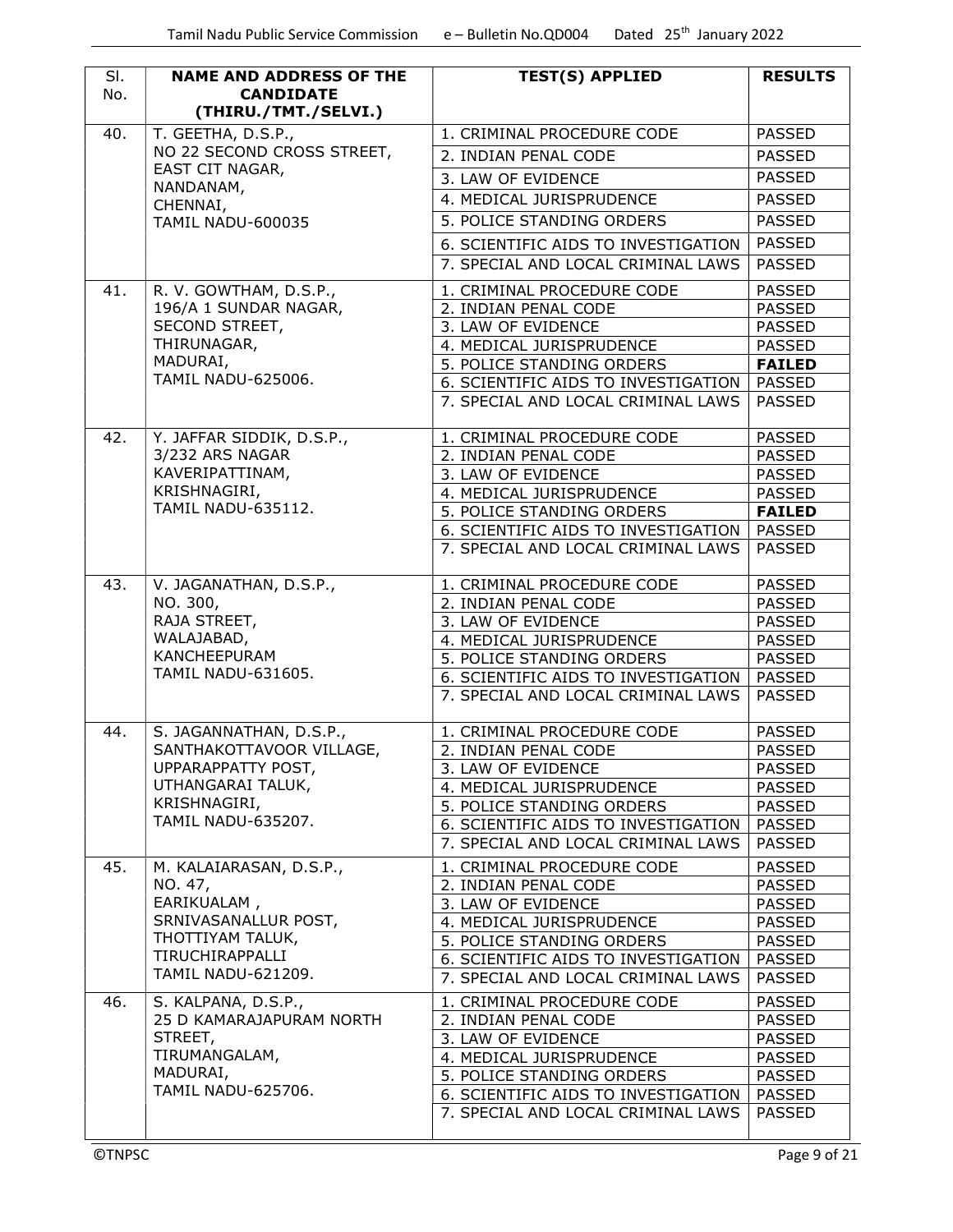| Sl. No. | NAME AND ADDRESS OF THE CANDIDATE (THIRU./TMT./SELVI.) | TEST(S) APPLIED | RESULTS |
|---|---|---|---|
| 40. | T. GEETHA, D.S.P., NO 22 SECOND CROSS STREET, EAST CIT NAGAR, NANDANAM, CHENNAI, TAMIL NADU-600035 | 1. CRIMINAL PROCEDURE CODE | PASSED |
| | | 2. INDIAN PENAL CODE | PASSED |
| | | 3. LAW OF EVIDENCE | PASSED |
| | | 4. MEDICAL JURISPRUDENCE | PASSED |
| | | 5. POLICE STANDING ORDERS | PASSED |
| | | 6. SCIENTIFIC AIDS TO INVESTIGATION | PASSED |
| | | 7. SPECIAL AND LOCAL CRIMINAL LAWS | PASSED |
| 41. | R. V. GOWTHAM, D.S.P., 196/A 1 SUNDAR NAGAR, SECOND STREET, THIRUNAGAR, MADURAI, TAMIL NADU-625006. | 1. CRIMINAL PROCEDURE CODE | PASSED |
| | | 2. INDIAN PENAL CODE | PASSED |
| | | 3. LAW OF EVIDENCE | PASSED |
| | | 4. MEDICAL JURISPRUDENCE | PASSED |
| | | 5. POLICE STANDING ORDERS | **FAILED** |
| | | 6. SCIENTIFIC AIDS TO INVESTIGATION | PASSED |
| | | 7. SPECIAL AND LOCAL CRIMINAL LAWS | PASSED |
| 42. | Y. JAFFAR SIDDIK, D.S.P., 3/232 ARS NAGAR KAVERIPATTINAM, KRISHNAGIRI, TAMIL NADU-635112. | 1. CRIMINAL PROCEDURE CODE | PASSED |
| | | 2. INDIAN PENAL CODE | PASSED |
| | | 3. LAW OF EVIDENCE | PASSED |
| | | 4. MEDICAL JURISPRUDENCE | PASSED |
| | | 5. POLICE STANDING ORDERS | **FAILED** |
| | | 6. SCIENTIFIC AIDS TO INVESTIGATION | PASSED |
| | | 7. SPECIAL AND LOCAL CRIMINAL LAWS | PASSED |
| 43. | V. JAGANATHAN, D.S.P., NO. 300, RAJA STREET, WALAJABAD, KANCHEEPURAM TAMIL NADU-631605. | 1. CRIMINAL PROCEDURE CODE | PASSED |
| | | 2. INDIAN PENAL CODE | PASSED |
| | | 3. LAW OF EVIDENCE | PASSED |
| | | 4. MEDICAL JURISPRUDENCE | PASSED |
| | | 5. POLICE STANDING ORDERS | PASSED |
| | | 6. SCIENTIFIC AIDS TO INVESTIGATION | PASSED |
| | | 7. SPECIAL AND LOCAL CRIMINAL LAWS | PASSED |
| 44. | S. JAGANNATHAN, D.S.P., SANTHAKOTTAVOOR VILLAGE, UPPARAPPATTY POST, UTHANGARAI TALUK, KRISHNAGIRI, TAMIL NADU-635207. | 1. CRIMINAL PROCEDURE CODE | PASSED |
| | | 2. INDIAN PENAL CODE | PASSED |
| | | 3. LAW OF EVIDENCE | PASSED |
| | | 4. MEDICAL JURISPRUDENCE | PASSED |
| | | 5. POLICE STANDING ORDERS | PASSED |
| | | 6. SCIENTIFIC AIDS TO INVESTIGATION | PASSED |
| | | 7. SPECIAL AND LOCAL CRIMINAL LAWS | PASSED |
| 45. | M. KALAIARASAN, D.S.P., NO. 47, EARIKUALAM , SRNIVASANALLUR POST, THOTTIYAM TALUK, TIRUCHIRAPPALLI TAMIL NADU-621209. | 1. CRIMINAL PROCEDURE CODE | PASSED |
| | | 2. INDIAN PENAL CODE | PASSED |
| | | 3. LAW OF EVIDENCE | PASSED |
| | | 4. MEDICAL JURISPRUDENCE | PASSED |
| | | 5. POLICE STANDING ORDERS | PASSED |
| | | 6. SCIENTIFIC AIDS TO INVESTIGATION | PASSED |
| | | 7. SPECIAL AND LOCAL CRIMINAL LAWS | PASSED |
| 46. | S. KALPANA, D.S.P., 25 D KAMARAJAPURAM NORTH STREET, TIRUMANGALAM, MADURAI, TAMIL NADU-625706. | 1. CRIMINAL PROCEDURE CODE | PASSED |
| | | 2. INDIAN PENAL CODE | PASSED |
| | | 3. LAW OF EVIDENCE | PASSED |
| | | 4. MEDICAL JURISPRUDENCE | PASSED |
| | | 5. POLICE STANDING ORDERS | PASSED |
| | | 6. SCIENTIFIC AIDS TO INVESTIGATION | PASSED |
| | | 7. SPECIAL AND LOCAL CRIMINAL LAWS | PASSED |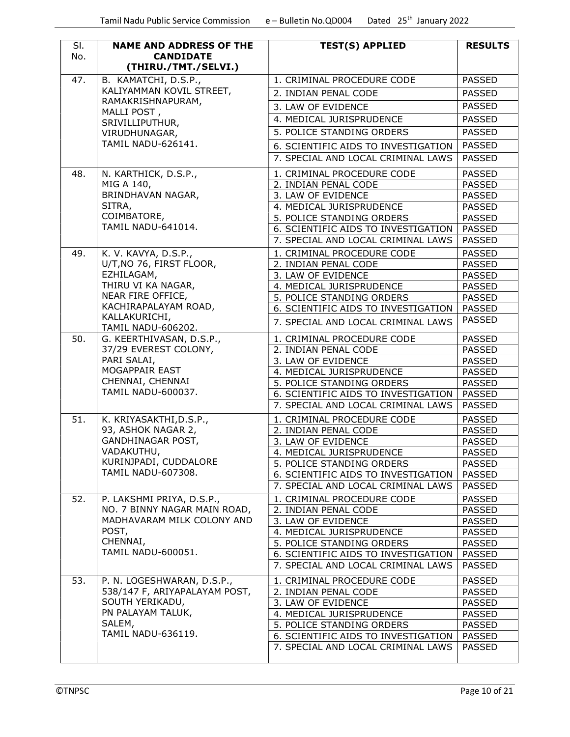| Sl. No. | NAME AND ADDRESS OF THE CANDIDATE (THIRU./TMT./SELVI.) | TEST(S) APPLIED | RESULTS |
|---|---|---|---|
| 47. | B. KAMATCHI, D.S.P., KALIYAMMAN KOVIL STREET, RAMAKRISHNAPURAM, MALLI POST , SRIVILLIPUTHUR, VIRUDHUNAGAR, TAMIL NADU-626141. | 1. CRIMINAL PROCEDURE CODE | PASSED |
| | | 2. INDIAN PENAL CODE | PASSED |
| | | 3. LAW OF EVIDENCE | PASSED |
| | | 4. MEDICAL JURISPRUDENCE | PASSED |
| | | 5. POLICE STANDING ORDERS | PASSED |
| | | 6. SCIENTIFIC AIDS TO INVESTIGATION | PASSED |
| | | 7. SPECIAL AND LOCAL CRIMINAL LAWS | PASSED |
| 48. | N. KARTHICK, D.S.P., MIG A 140, BRINDHAVAN NAGAR, SITRA, COIMBATORE, TAMIL NADU-641014. | 1. CRIMINAL PROCEDURE CODE | PASSED |
| | | 2. INDIAN PENAL CODE | PASSED |
| | | 3. LAW OF EVIDENCE | PASSED |
| | | 4. MEDICAL JURISPRUDENCE | PASSED |
| | | 5. POLICE STANDING ORDERS | PASSED |
| | | 6. SCIENTIFIC AIDS TO INVESTIGATION | PASSED |
| | | 7. SPECIAL AND LOCAL CRIMINAL LAWS | PASSED |
| 49. | K. V. KAVYA, D.S.P., U/T,NO 76, FIRST FLOOR, EZHILAGAM, THIRU VI KA NAGAR, NEAR FIRE OFFICE, KACHIRAPALAYAM ROAD, KALLAKURICHI, TAMIL NADU-606202. | 1. CRIMINAL PROCEDURE CODE | PASSED |
| | | 2. INDIAN PENAL CODE | PASSED |
| | | 3. LAW OF EVIDENCE | PASSED |
| | | 4. MEDICAL JURISPRUDENCE | PASSED |
| | | 5. POLICE STANDING ORDERS | PASSED |
| | | 6. SCIENTIFIC AIDS TO INVESTIGATION | PASSED |
| | | 7. SPECIAL AND LOCAL CRIMINAL LAWS | PASSED |
| 50. | G. KEERTHIVASAN, D.S.P., 37/29 EVEREST COLONY, PARI SALAI, MOGAPPAIR EAST CHENNAI, CHENNAI TAMIL NADU-600037. | 1. CRIMINAL PROCEDURE CODE | PASSED |
| | | 2. INDIAN PENAL CODE | PASSED |
| | | 3. LAW OF EVIDENCE | PASSED |
| | | 4. MEDICAL JURISPRUDENCE | PASSED |
| | | 5. POLICE STANDING ORDERS | PASSED |
| | | 6. SCIENTIFIC AIDS TO INVESTIGATION | PASSED |
| | | 7. SPECIAL AND LOCAL CRIMINAL LAWS | PASSED |
| 51. | K. KRIYASAKTHI,D.S.P., 93, ASHOK NAGAR 2, GANDHINAGAR POST, VADAKUTHU, KURINJPADI, CUDDALORE TAMIL NADU-607308. | 1. CRIMINAL PROCEDURE CODE | PASSED |
| | | 2. INDIAN PENAL CODE | PASSED |
| | | 3. LAW OF EVIDENCE | PASSED |
| | | 4. MEDICAL JURISPRUDENCE | PASSED |
| | | 5. POLICE STANDING ORDERS | PASSED |
| | | 6. SCIENTIFIC AIDS TO INVESTIGATION | PASSED |
| | | 7. SPECIAL AND LOCAL CRIMINAL LAWS | PASSED |
| 52. | P. LAKSHMI PRIYA, D.S.P., NO. 7 BINNY NAGAR MAIN ROAD, MADHAVARAM MILK COLONY AND POST, CHENNAI, TAMIL NADU-600051. | 1. CRIMINAL PROCEDURE CODE | PASSED |
| | | 2. INDIAN PENAL CODE | PASSED |
| | | 3. LAW OF EVIDENCE | PASSED |
| | | 4. MEDICAL JURISPRUDENCE | PASSED |
| | | 5. POLICE STANDING ORDERS | PASSED |
| | | 6. SCIENTIFIC AIDS TO INVESTIGATION | PASSED |
| | | 7. SPECIAL AND LOCAL CRIMINAL LAWS | PASSED |
| 53. | P. N. LOGESHWARAN, D.S.P., 538/147 F, ARIYAPALAYAM POST, SOUTH YERIKADU, PN PALAYAM TALUK, SALEM, TAMIL NADU-636119. | 1. CRIMINAL PROCEDURE CODE | PASSED |
| | | 2. INDIAN PENAL CODE | PASSED |
| | | 3. LAW OF EVIDENCE | PASSED |
| | | 4. MEDICAL JURISPRUDENCE | PASSED |
| | | 5. POLICE STANDING ORDERS | PASSED |
| | | 6. SCIENTIFIC AIDS TO INVESTIGATION | PASSED |
| | | 7. SPECIAL AND LOCAL CRIMINAL LAWS | PASSED |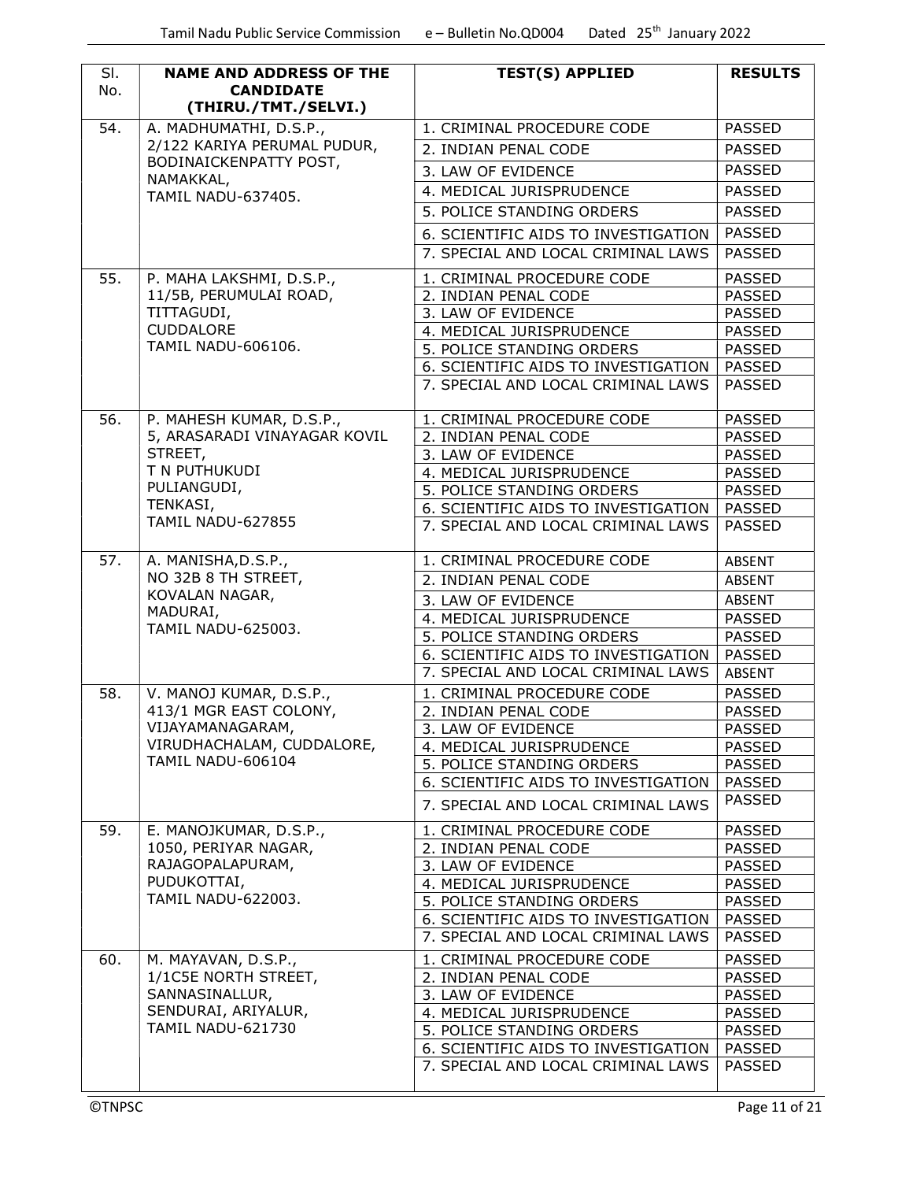| Sl. No. | NAME AND ADDRESS OF THE CANDIDATE (THIRU./TMT./SELVI.) | TEST(S) APPLIED | RESULTS |
|---|---|---|---|
| 54. | A. MADHUMATHI, D.S.P., 2/122 KARIYA PERUMAL PUDUR, BODINAICKENPATTY POST, NAMAKKAL, TAMIL NADU-637405. | 1. CRIMINAL PROCEDURE CODE | PASSED |
| | | 2. INDIAN PENAL CODE | PASSED |
| | | 3. LAW OF EVIDENCE | PASSED |
| | | 4. MEDICAL JURISPRUDENCE | PASSED |
| | | 5. POLICE STANDING ORDERS | PASSED |
| | | 6. SCIENTIFIC AIDS TO INVESTIGATION | PASSED |
| | | 7. SPECIAL AND LOCAL CRIMINAL LAWS | PASSED |
| 55. | P. MAHA LAKSHMI, D.S.P., 11/5B, PERUMULAI ROAD, TITTAGUDI, CUDDALORE TAMIL NADU-606106. | 1. CRIMINAL PROCEDURE CODE | PASSED |
| | | 2. INDIAN PENAL CODE | PASSED |
| | | 3. LAW OF EVIDENCE | PASSED |
| | | 4. MEDICAL JURISPRUDENCE | PASSED |
| | | 5. POLICE STANDING ORDERS | PASSED |
| | | 6. SCIENTIFIC AIDS TO INVESTIGATION | PASSED |
| | | 7. SPECIAL AND LOCAL CRIMINAL LAWS | PASSED |
| 56. | P. MAHESH KUMAR, D.S.P., 5, ARASARADI VINAYAGAR KOVIL STREET, T N PUTHUKUDI PULIANGUDI, TENKASI, TAMIL NADU-627855 | 1. CRIMINAL PROCEDURE CODE | PASSED |
| | | 2. INDIAN PENAL CODE | PASSED |
| | | 3. LAW OF EVIDENCE | PASSED |
| | | 4. MEDICAL JURISPRUDENCE | PASSED |
| | | 5. POLICE STANDING ORDERS | PASSED |
| | | 6. SCIENTIFIC AIDS TO INVESTIGATION | PASSED |
| | | 7. SPECIAL AND LOCAL CRIMINAL LAWS | PASSED |
| 57. | A. MANISHA,D.S.P., NO 32B 8 TH STREET, KOVALAN NAGAR, MADURAI, TAMIL NADU-625003. | 1. CRIMINAL PROCEDURE CODE | ABSENT |
| | | 2. INDIAN PENAL CODE | ABSENT |
| | | 3. LAW OF EVIDENCE | ABSENT |
| | | 4. MEDICAL JURISPRUDENCE | PASSED |
| | | 5. POLICE STANDING ORDERS | PASSED |
| | | 6. SCIENTIFIC AIDS TO INVESTIGATION | PASSED |
| | | 7. SPECIAL AND LOCAL CRIMINAL LAWS | ABSENT |
| 58. | V. MANOJ KUMAR, D.S.P., 413/1 MGR EAST COLONY, VIJAYAMANAGARAM, VIRUDHACHALAM, CUDDALORE, TAMIL NADU-606104 | 1. CRIMINAL PROCEDURE CODE | PASSED |
| | | 2. INDIAN PENAL CODE | PASSED |
| | | 3. LAW OF EVIDENCE | PASSED |
| | | 4. MEDICAL JURISPRUDENCE | PASSED |
| | | 5. POLICE STANDING ORDERS | PASSED |
| | | 6. SCIENTIFIC AIDS TO INVESTIGATION | PASSED |
| | | 7. SPECIAL AND LOCAL CRIMINAL LAWS | PASSED |
| 59. | E. MANOJKUMAR, D.S.P., 1050, PERIYAR NAGAR, RAJAGOPALAPURAM, PUDUKOTTAI, TAMIL NADU-622003. | 1. CRIMINAL PROCEDURE CODE | PASSED |
| | | 2. INDIAN PENAL CODE | PASSED |
| | | 3. LAW OF EVIDENCE | PASSED |
| | | 4. MEDICAL JURISPRUDENCE | PASSED |
| | | 5. POLICE STANDING ORDERS | PASSED |
| | | 6. SCIENTIFIC AIDS TO INVESTIGATION | PASSED |
| | | 7. SPECIAL AND LOCAL CRIMINAL LAWS | PASSED |
| 60. | M. MAYAVAN, D.S.P., 1/1C5E NORTH STREET, SANNASINALLUR, SENDURAI, ARIYALUR, TAMIL NADU-621730 | 1. CRIMINAL PROCEDURE CODE | PASSED |
| | | 2. INDIAN PENAL CODE | PASSED |
| | | 3. LAW OF EVIDENCE | PASSED |
| | | 4. MEDICAL JURISPRUDENCE | PASSED |
| | | 5. POLICE STANDING ORDERS | PASSED |
| | | 6. SCIENTIFIC AIDS TO INVESTIGATION | PASSED |
| | | 7. SPECIAL AND LOCAL CRIMINAL LAWS | PASSED |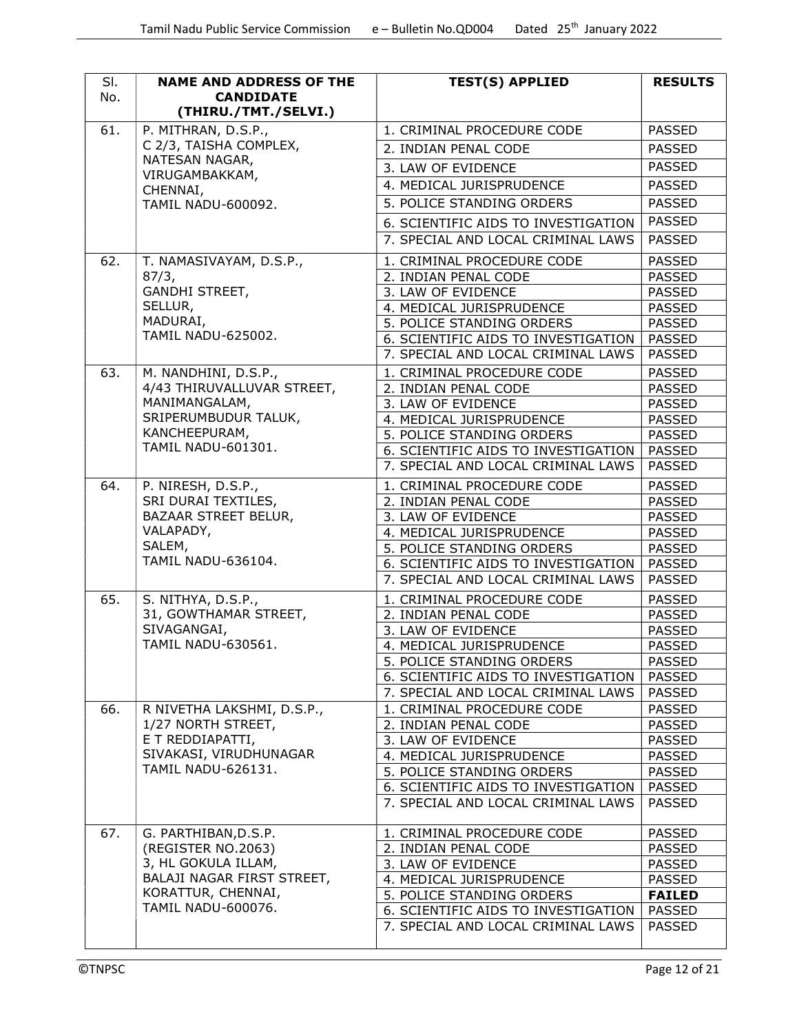| Sl. No. | NAME AND ADDRESS OF THE CANDIDATE (THIRU./TMT./SELVI.) | TEST(S) APPLIED | RESULTS |
|---|---|---|---|
| 61. | P. MITHRAN, D.S.P., C 2/3, TAISHA COMPLEX, NATESAN NAGAR, VIRUGAMBAKKAM, CHENNAI, TAMIL NADU-600092. | 1. CRIMINAL PROCEDURE CODE | PASSED |
| | | 2. INDIAN PENAL CODE | PASSED |
| | | 3. LAW OF EVIDENCE | PASSED |
| | | 4. MEDICAL JURISPRUDENCE | PASSED |
| | | 5. POLICE STANDING ORDERS | PASSED |
| | | 6. SCIENTIFIC AIDS TO INVESTIGATION | PASSED |
| | | 7. SPECIAL AND LOCAL CRIMINAL LAWS | PASSED |
| 62. | T. NAMASIVAYAM, D.S.P., 87/3, GANDHI STREET, SELLUR, MADURAI, TAMIL NADU-625002. | 1. CRIMINAL PROCEDURE CODE | PASSED |
| | | 2. INDIAN PENAL CODE | PASSED |
| | | 3. LAW OF EVIDENCE | PASSED |
| | | 4. MEDICAL JURISPRUDENCE | PASSED |
| | | 5. POLICE STANDING ORDERS | PASSED |
| | | 6. SCIENTIFIC AIDS TO INVESTIGATION | PASSED |
| | | 7. SPECIAL AND LOCAL CRIMINAL LAWS | PASSED |
| 63. | M. NANDHINI, D.S.P., 4/43 THIRUVALLUVAR STREET, MANIMANGALAM, SRIPERUMBUDUR TALUK, KANCHEEPURAM, TAMIL NADU-601301. | 1. CRIMINAL PROCEDURE CODE | PASSED |
| | | 2. INDIAN PENAL CODE | PASSED |
| | | 3. LAW OF EVIDENCE | PASSED |
| | | 4. MEDICAL JURISPRUDENCE | PASSED |
| | | 5. POLICE STANDING ORDERS | PASSED |
| | | 6. SCIENTIFIC AIDS TO INVESTIGATION | PASSED |
| | | 7. SPECIAL AND LOCAL CRIMINAL LAWS | PASSED |
| 64. | P. NIRESH, D.S.P., SRI DURAI TEXTILES, BAZAAR STREET BELUR, VALAPADY, SALEM, TAMIL NADU-636104. | 1. CRIMINAL PROCEDURE CODE | PASSED |
| | | 2. INDIAN PENAL CODE | PASSED |
| | | 3. LAW OF EVIDENCE | PASSED |
| | | 4. MEDICAL JURISPRUDENCE | PASSED |
| | | 5. POLICE STANDING ORDERS | PASSED |
| | | 6. SCIENTIFIC AIDS TO INVESTIGATION | PASSED |
| | | 7. SPECIAL AND LOCAL CRIMINAL LAWS | PASSED |
| 65. | S. NITHYA, D.S.P., 31, GOWTHAMAR STREET, SIVAGANGAI, TAMIL NADU-630561. | 1. CRIMINAL PROCEDURE CODE | PASSED |
| | | 2. INDIAN PENAL CODE | PASSED |
| | | 3. LAW OF EVIDENCE | PASSED |
| | | 4. MEDICAL JURISPRUDENCE | PASSED |
| | | 5. POLICE STANDING ORDERS | PASSED |
| | | 6. SCIENTIFIC AIDS TO INVESTIGATION | PASSED |
| | | 7. SPECIAL AND LOCAL CRIMINAL LAWS | PASSED |
| 66. | R NIVETHA LAKSHMI, D.S.P., 1/27 NORTH STREET, E T REDDIAPATTI, SIVAKASI, VIRUDHUNAGAR TAMIL NADU-626131. | 1. CRIMINAL PROCEDURE CODE | PASSED |
| | | 2. INDIAN PENAL CODE | PASSED |
| | | 3. LAW OF EVIDENCE | PASSED |
| | | 4. MEDICAL JURISPRUDENCE | PASSED |
| | | 5. POLICE STANDING ORDERS | PASSED |
| | | 6. SCIENTIFIC AIDS TO INVESTIGATION | PASSED |
| | | 7. SPECIAL AND LOCAL CRIMINAL LAWS | PASSED |
| 67. | G. PARTHIBAN,D.S.P. (REGISTER NO.2063) 3, HL GOKULA ILLAM, BALAJI NAGAR FIRST STREET, KORATTUR, CHENNAI, TAMIL NADU-600076. | 1. CRIMINAL PROCEDURE CODE | PASSED |
| | | 2. INDIAN PENAL CODE | PASSED |
| | | 3. LAW OF EVIDENCE | PASSED |
| | | 4. MEDICAL JURISPRUDENCE | PASSED |
| | | 5. POLICE STANDING ORDERS | **FAILED** |
| | | 6. SCIENTIFIC AIDS TO INVESTIGATION | PASSED |
| | | 7. SPECIAL AND LOCAL CRIMINAL LAWS | PASSED |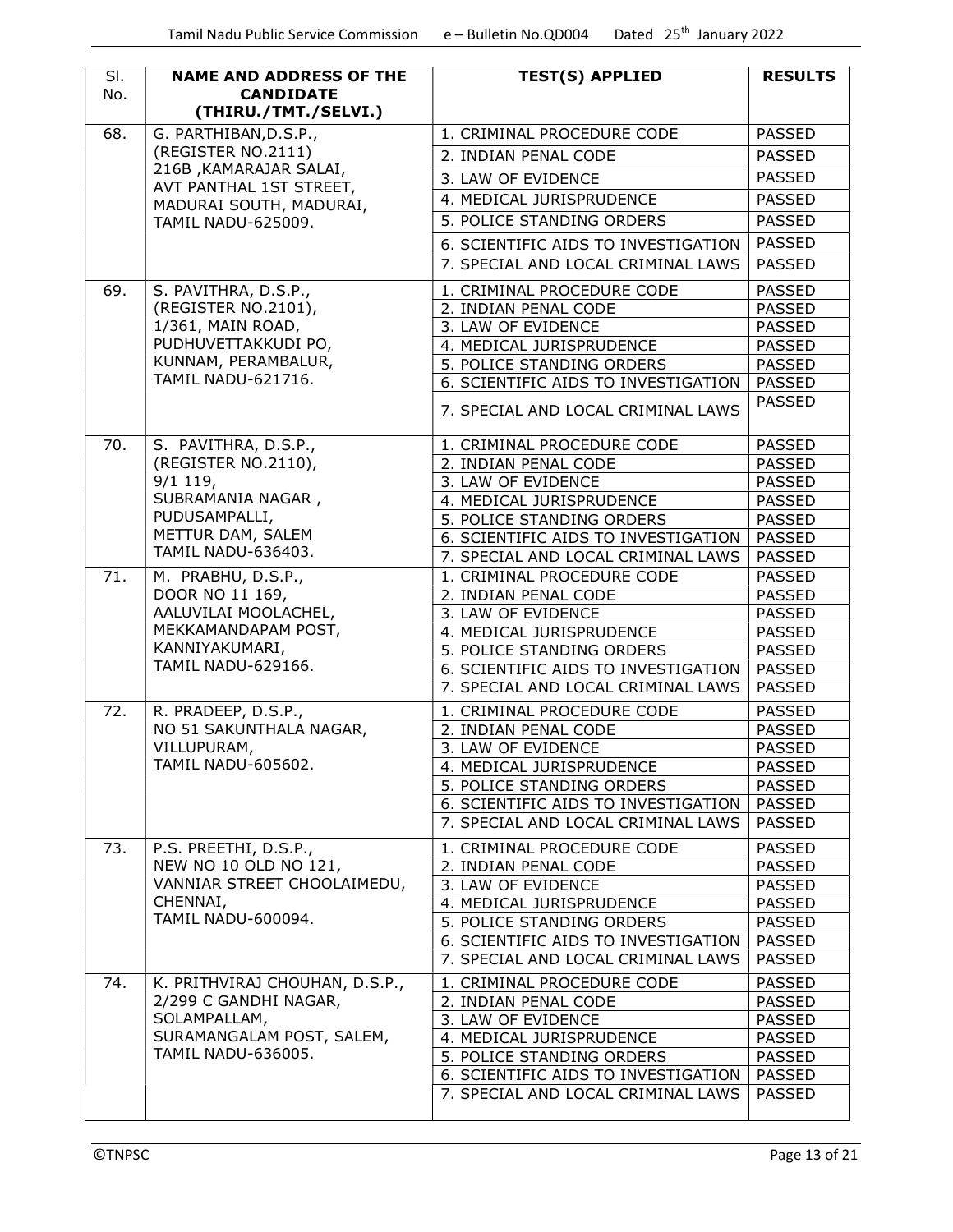| Sl. No. | NAME AND ADDRESS OF THE CANDIDATE (THIRU./TMT./SELVI.) | TEST(S) APPLIED | RESULTS |
|---|---|---|---|
| 68. | G. PARTHIBAN,D.S.P., (REGISTER NO.2111) 216B ,KAMARAJAR SALAI, AVT PANTHAL 1ST STREET, MADURAI SOUTH, MADURAI, TAMIL NADU-625009. | 1. CRIMINAL PROCEDURE CODE | PASSED |
| | | 2. INDIAN PENAL CODE | PASSED |
| | | 3. LAW OF EVIDENCE | PASSED |
| | | 4. MEDICAL JURISPRUDENCE | PASSED |
| | | 5. POLICE STANDING ORDERS | PASSED |
| | | 6. SCIENTIFIC AIDS TO INVESTIGATION | PASSED |
| | | 7. SPECIAL AND LOCAL CRIMINAL LAWS | PASSED |
| 69. | S. PAVITHRA, D.S.P., (REGISTER NO.2101), 1/361, MAIN ROAD, PUDHUVETTAKKUDI PO, KUNNAM, PERAMBALUR, TAMIL NADU-621716. | 1. CRIMINAL PROCEDURE CODE | PASSED |
| | | 2. INDIAN PENAL CODE | PASSED |
| | | 3. LAW OF EVIDENCE | PASSED |
| | | 4. MEDICAL JURISPRUDENCE | PASSED |
| | | 5. POLICE STANDING ORDERS | PASSED |
| | | 6. SCIENTIFIC AIDS TO INVESTIGATION | PASSED |
| | | 7. SPECIAL AND LOCAL CRIMINAL LAWS | PASSED |
| 70. | S. PAVITHRA, D.S.P., (REGISTER NO.2110), 9/1 119, SUBRAMANIA NAGAR , PUDUSAMPALLI, METTUR DAM, SALEM TAMIL NADU-636403. | 1. CRIMINAL PROCEDURE CODE | PASSED |
| | | 2. INDIAN PENAL CODE | PASSED |
| | | 3. LAW OF EVIDENCE | PASSED |
| | | 4. MEDICAL JURISPRUDENCE | PASSED |
| | | 5. POLICE STANDING ORDERS | PASSED |
| | | 6. SCIENTIFIC AIDS TO INVESTIGATION | PASSED |
| | | 7. SPECIAL AND LOCAL CRIMINAL LAWS | PASSED |
| 71. | M. PRABHU, D.S.P., DOOR NO 11 169, AALUVILAI MOOLACHEL, MEKKAMANDAPAM POST, KANNIYAKUMARI, TAMIL NADU-629166. | 1. CRIMINAL PROCEDURE CODE | PASSED |
| | | 2. INDIAN PENAL CODE | PASSED |
| | | 3. LAW OF EVIDENCE | PASSED |
| | | 4. MEDICAL JURISPRUDENCE | PASSED |
| | | 5. POLICE STANDING ORDERS | PASSED |
| | | 6. SCIENTIFIC AIDS TO INVESTIGATION | PASSED |
| | | 7. SPECIAL AND LOCAL CRIMINAL LAWS | PASSED |
| 72. | R. PRADEEP, D.S.P., NO 51 SAKUNTHALA NAGAR, VILLUPURAM, TAMIL NADU-605602. | 1. CRIMINAL PROCEDURE CODE | PASSED |
| | | 2. INDIAN PENAL CODE | PASSED |
| | | 3. LAW OF EVIDENCE | PASSED |
| | | 4. MEDICAL JURISPRUDENCE | PASSED |
| | | 5. POLICE STANDING ORDERS | PASSED |
| | | 6. SCIENTIFIC AIDS TO INVESTIGATION | PASSED |
| | | 7. SPECIAL AND LOCAL CRIMINAL LAWS | PASSED |
| 73. | P.S. PREETHI, D.S.P., NEW NO 10 OLD NO 121, VANNIAR STREET CHOOLAIMEDU, CHENNAI, TAMIL NADU-600094. | 1. CRIMINAL PROCEDURE CODE | PASSED |
| | | 2. INDIAN PENAL CODE | PASSED |
| | | 3. LAW OF EVIDENCE | PASSED |
| | | 4. MEDICAL JURISPRUDENCE | PASSED |
| | | 5. POLICE STANDING ORDERS | PASSED |
| | | 6. SCIENTIFIC AIDS TO INVESTIGATION | PASSED |
| | | 7. SPECIAL AND LOCAL CRIMINAL LAWS | PASSED |
| 74. | K. PRITHVIRAJ CHOUHAN, D.S.P., 2/299 C GANDHI NAGAR, SOLAMPALLAM, SURAMANGALAM POST, SALEM, TAMIL NADU-636005. | 1. CRIMINAL PROCEDURE CODE | PASSED |
| | | 2. INDIAN PENAL CODE | PASSED |
| | | 3. LAW OF EVIDENCE | PASSED |
| | | 4. MEDICAL JURISPRUDENCE | PASSED |
| | | 5. POLICE STANDING ORDERS | PASSED |
| | | 6. SCIENTIFIC AIDS TO INVESTIGATION | PASSED |
| | | 7. SPECIAL AND LOCAL CRIMINAL LAWS | PASSED |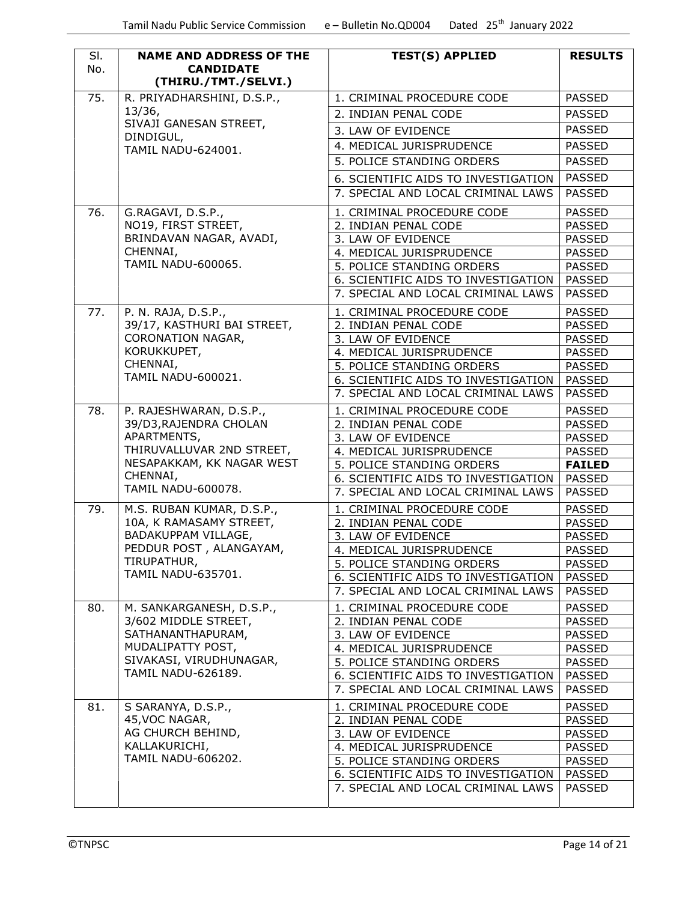| Sl. No. | NAME AND ADDRESS OF THE CANDIDATE (THIRU./TMT./SELVI.) | TEST(S) APPLIED | RESULTS |
|---|---|---|---|
| 75. | R. PRIYADHARSHINI, D.S.P., 13/36, SIVAJI GANESAN STREET, DINDIGUL, TAMIL NADU-624001. | 1. CRIMINAL PROCEDURE CODE | PASSED |
| | | 2. INDIAN PENAL CODE | PASSED |
| | | 3. LAW OF EVIDENCE | PASSED |
| | | 4. MEDICAL JURISPRUDENCE | PASSED |
| | | 5. POLICE STANDING ORDERS | PASSED |
| | | 6. SCIENTIFIC AIDS TO INVESTIGATION | PASSED |
| | | 7. SPECIAL AND LOCAL CRIMINAL LAWS | PASSED |
| 76. | G.RAGAVI, D.S.P., NO19, FIRST STREET, BRINDAVAN NAGAR, AVADI, CHENNAI, TAMIL NADU-600065. | 1. CRIMINAL PROCEDURE CODE | PASSED |
| | | 2. INDIAN PENAL CODE | PASSED |
| | | 3. LAW OF EVIDENCE | PASSED |
| | | 4. MEDICAL JURISPRUDENCE | PASSED |
| | | 5. POLICE STANDING ORDERS | PASSED |
| | | 6. SCIENTIFIC AIDS TO INVESTIGATION | PASSED |
| | | 7. SPECIAL AND LOCAL CRIMINAL LAWS | PASSED |
| 77. | P. N. RAJA, D.S.P., 39/17, KASTHURI BAI STREET, CORONATION NAGAR, KORUKKUPET, CHENNAI, TAMIL NADU-600021. | 1. CRIMINAL PROCEDURE CODE | PASSED |
| | | 2. INDIAN PENAL CODE | PASSED |
| | | 3. LAW OF EVIDENCE | PASSED |
| | | 4. MEDICAL JURISPRUDENCE | PASSED |
| | | 5. POLICE STANDING ORDERS | PASSED |
| | | 6. SCIENTIFIC AIDS TO INVESTIGATION | PASSED |
| | | 7. SPECIAL AND LOCAL CRIMINAL LAWS | PASSED |
| 78. | P. RAJESHWARAN, D.S.P., 39/D3,RAJENDRA CHOLAN APARTMENTS, THIRUVALLUVAR 2ND STREET, NESAPAKKAM, KK NAGAR WEST CHENNAI, TAMIL NADU-600078. | 1. CRIMINAL PROCEDURE CODE | PASSED |
| | | 2. INDIAN PENAL CODE | PASSED |
| | | 3. LAW OF EVIDENCE | PASSED |
| | | 4. MEDICAL JURISPRUDENCE | PASSED |
| | | 5. POLICE STANDING ORDERS | **FAILED** |
| | | 6. SCIENTIFIC AIDS TO INVESTIGATION | PASSED |
| | | 7. SPECIAL AND LOCAL CRIMINAL LAWS | PASSED |
| 79. | M.S. RUBAN KUMAR, D.S.P., 10A, K RAMASAMY STREET, BADAKUPPAM VILLAGE, PEDDUR POST , ALANGAYAM, TIRUPATHUR, TAMIL NADU-635701. | 1. CRIMINAL PROCEDURE CODE | PASSED |
| | | 2. INDIAN PENAL CODE | PASSED |
| | | 3. LAW OF EVIDENCE | PASSED |
| | | 4. MEDICAL JURISPRUDENCE | PASSED |
| | | 5. POLICE STANDING ORDERS | PASSED |
| | | 6. SCIENTIFIC AIDS TO INVESTIGATION | PASSED |
| | | 7. SPECIAL AND LOCAL CRIMINAL LAWS | PASSED |
| 80. | M. SANKARGANESH, D.S.P., 3/602 MIDDLE STREET, SATHANANTHAPURAM, MUDALIPATTY POST, SIVAKASI, VIRUDHUNAGAR, TAMIL NADU-626189. | 1. CRIMINAL PROCEDURE CODE | PASSED |
| | | 2. INDIAN PENAL CODE | PASSED |
| | | 3. LAW OF EVIDENCE | PASSED |
| | | 4. MEDICAL JURISPRUDENCE | PASSED |
| | | 5. POLICE STANDING ORDERS | PASSED |
| | | 6. SCIENTIFIC AIDS TO INVESTIGATION | PASSED |
| | | 7. SPECIAL AND LOCAL CRIMINAL LAWS | PASSED |
| 81. | S SARANYA, D.S.P., 45,VOC NAGAR, AG CHURCH BEHIND, KALLAKURICHI, TAMIL NADU-606202. | 1. CRIMINAL PROCEDURE CODE | PASSED |
| | | 2. INDIAN PENAL CODE | PASSED |
| | | 3. LAW OF EVIDENCE | PASSED |
| | | 4. MEDICAL JURISPRUDENCE | PASSED |
| | | 5. POLICE STANDING ORDERS | PASSED |
| | | 6. SCIENTIFIC AIDS TO INVESTIGATION | PASSED |
| | | 7. SPECIAL AND LOCAL CRIMINAL LAWS | PASSED |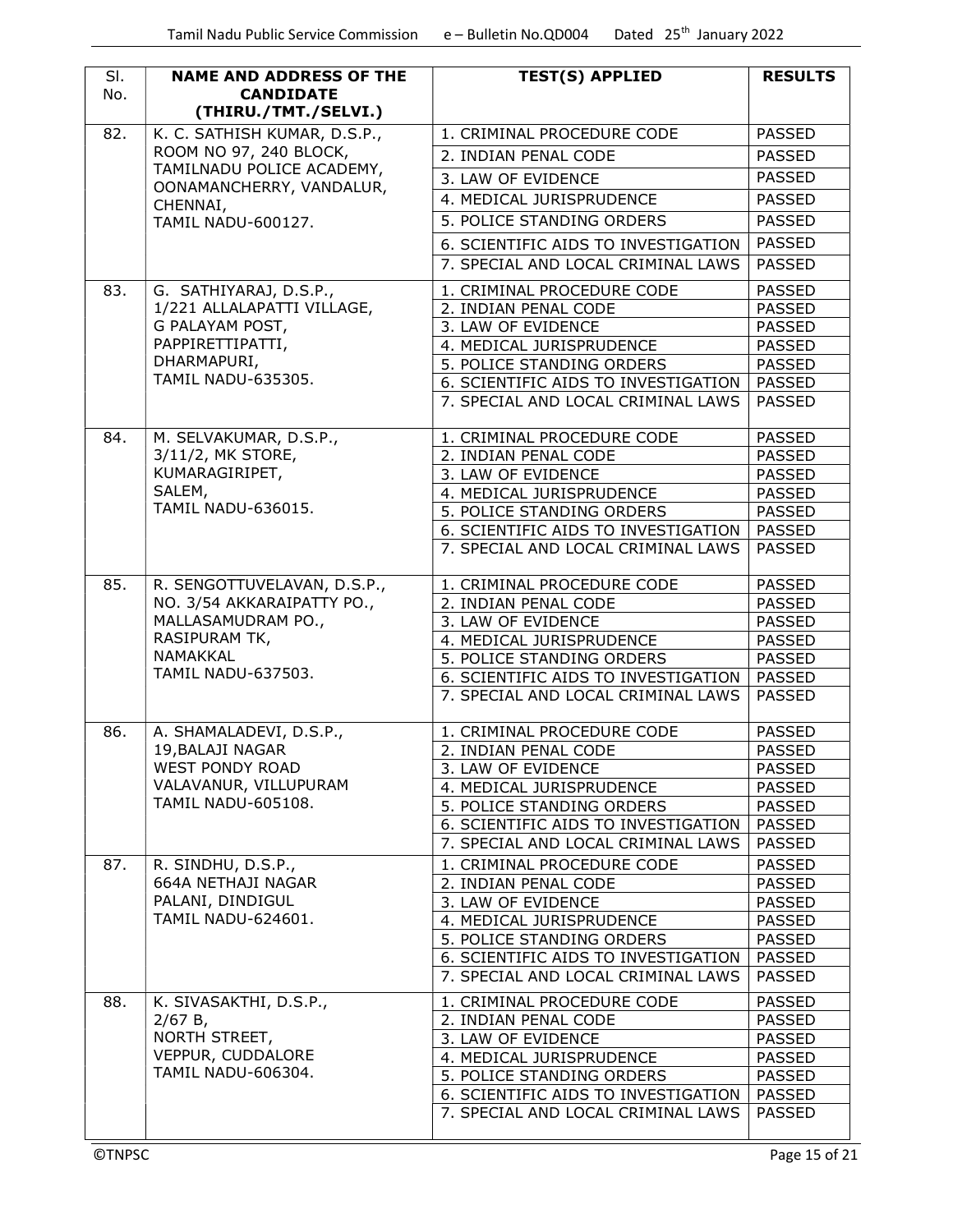| Sl. No. | NAME AND ADDRESS OF THE CANDIDATE (THIRU./TMT./SELVI.) | TEST(S) APPLIED | RESULTS |
|---|---|---|---|
| 82. | K. C. SATHISH KUMAR, D.S.P., ROOM NO 97, 240 BLOCK, TAMILNADU POLICE ACADEMY, OONAMANCHERRY, VANDALUR, CHENNAI, TAMIL NADU-600127. | 1. CRIMINAL PROCEDURE CODE | PASSED |
| | | 2. INDIAN PENAL CODE | PASSED |
| | | 3. LAW OF EVIDENCE | PASSED |
| | | 4. MEDICAL JURISPRUDENCE | PASSED |
| | | 5. POLICE STANDING ORDERS | PASSED |
| | | 6. SCIENTIFIC AIDS TO INVESTIGATION | PASSED |
| | | 7. SPECIAL AND LOCAL CRIMINAL LAWS | PASSED |
| 83. | G. SATHIYARAJ, D.S.P., 1/221 ALLALAPATTI VILLAGE, G PALAYAM POST, PAPPIRETTIPATTI, DHARMAPURI, TAMIL NADU-635305. | 1. CRIMINAL PROCEDURE CODE | PASSED |
| | | 2. INDIAN PENAL CODE | PASSED |
| | | 3. LAW OF EVIDENCE | PASSED |
| | | 4. MEDICAL JURISPRUDENCE | PASSED |
| | | 5. POLICE STANDING ORDERS | PASSED |
| | | 6. SCIENTIFIC AIDS TO INVESTIGATION | PASSED |
| | | 7. SPECIAL AND LOCAL CRIMINAL LAWS | PASSED |
| 84. | M. SELVAKUMAR, D.S.P., 3/11/2, MK STORE, KUMARAGIRIPET, SALEM, TAMIL NADU-636015. | 1. CRIMINAL PROCEDURE CODE | PASSED |
| | | 2. INDIAN PENAL CODE | PASSED |
| | | 3. LAW OF EVIDENCE | PASSED |
| | | 4. MEDICAL JURISPRUDENCE | PASSED |
| | | 5. POLICE STANDING ORDERS | PASSED |
| | | 6. SCIENTIFIC AIDS TO INVESTIGATION | PASSED |
| | | 7. SPECIAL AND LOCAL CRIMINAL LAWS | PASSED |
| 85. | R. SENGOTTUVELAVAN, D.S.P., NO. 3/54 AKKARAIPATTY PO., MALLASAMUDRAM PO., RASIPURAM TK, NAMAKKAL TAMIL NADU-637503. | 1. CRIMINAL PROCEDURE CODE | PASSED |
| | | 2. INDIAN PENAL CODE | PASSED |
| | | 3. LAW OF EVIDENCE | PASSED |
| | | 4. MEDICAL JURISPRUDENCE | PASSED |
| | | 5. POLICE STANDING ORDERS | PASSED |
| | | 6. SCIENTIFIC AIDS TO INVESTIGATION | PASSED |
| | | 7. SPECIAL AND LOCAL CRIMINAL LAWS | PASSED |
| 86. | A. SHAMALADEVI, D.S.P., 19,BALAJI NAGAR WEST PONDY ROAD VALAVANUR, VILLUPURAM TAMIL NADU-605108. | 1. CRIMINAL PROCEDURE CODE | PASSED |
| | | 2. INDIAN PENAL CODE | PASSED |
| | | 3. LAW OF EVIDENCE | PASSED |
| | | 4. MEDICAL JURISPRUDENCE | PASSED |
| | | 5. POLICE STANDING ORDERS | PASSED |
| | | 6. SCIENTIFIC AIDS TO INVESTIGATION | PASSED |
| | | 7. SPECIAL AND LOCAL CRIMINAL LAWS | PASSED |
| 87. | R. SINDHU, D.S.P., 664A NETHAJI NAGAR PALANI, DINDIGUL TAMIL NADU-624601. | 1. CRIMINAL PROCEDURE CODE | PASSED |
| | | 2. INDIAN PENAL CODE | PASSED |
| | | 3. LAW OF EVIDENCE | PASSED |
| | | 4. MEDICAL JURISPRUDENCE | PASSED |
| | | 5. POLICE STANDING ORDERS | PASSED |
| | | 6. SCIENTIFIC AIDS TO INVESTIGATION | PASSED |
| | | 7. SPECIAL AND LOCAL CRIMINAL LAWS | PASSED |
| 88. | K. SIVASAKTHI, D.S.P., 2/67 B, NORTH STREET, VEPPUR, CUDDALORE TAMIL NADU-606304. | 1. CRIMINAL PROCEDURE CODE | PASSED |
| | | 2. INDIAN PENAL CODE | PASSED |
| | | 3. LAW OF EVIDENCE | PASSED |
| | | 4. MEDICAL JURISPRUDENCE | PASSED |
| | | 5. POLICE STANDING ORDERS | PASSED |
| | | 6. SCIENTIFIC AIDS TO INVESTIGATION | PASSED |
| | | 7. SPECIAL AND LOCAL CRIMINAL LAWS | PASSED |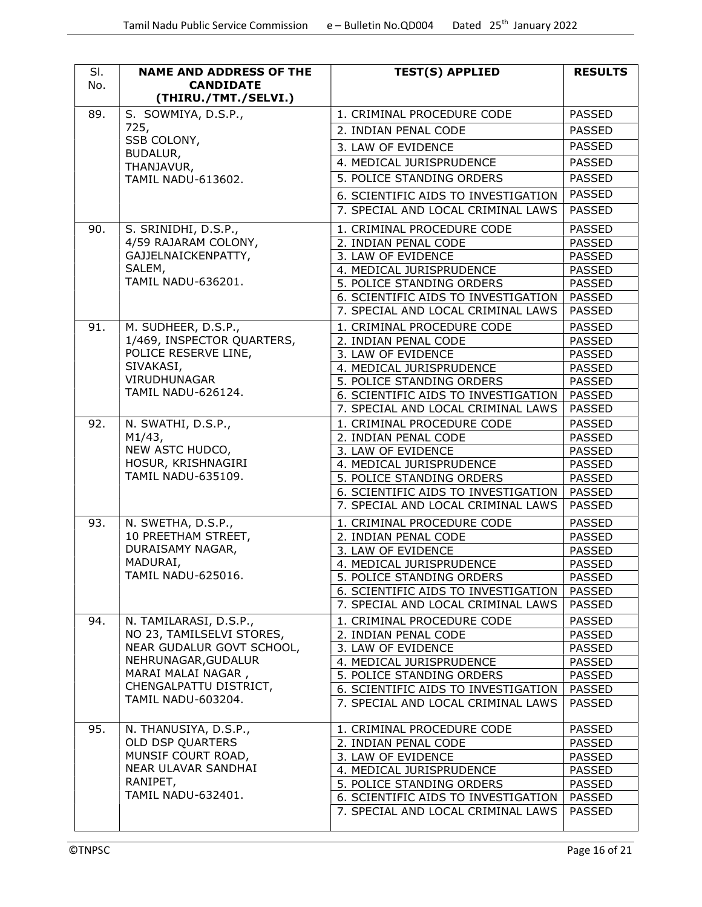| Sl. No. | NAME AND ADDRESS OF THE CANDIDATE (THIRU./TMT./SELVI.) | TEST(S) APPLIED | RESULTS |
|---|---|---|---|
| 89. | S. SOWMIYA, D.S.P., 725, SSB COLONY, BUDALUR, THANJAVUR, TAMIL NADU-613602. | 1. CRIMINAL PROCEDURE CODE | PASSED |
| | | 2. INDIAN PENAL CODE | PASSED |
| | | 3. LAW OF EVIDENCE | PASSED |
| | | 4. MEDICAL JURISPRUDENCE | PASSED |
| | | 5. POLICE STANDING ORDERS | PASSED |
| | | 6. SCIENTIFIC AIDS TO INVESTIGATION | PASSED |
| | | 7. SPECIAL AND LOCAL CRIMINAL LAWS | PASSED |
| 90. | S. SRINIDHI, D.S.P., 4/59 RAJARAM COLONY, GAJJELNAICKENPATTY, SALEM, TAMIL NADU-636201. | 1. CRIMINAL PROCEDURE CODE | PASSED |
| | | 2. INDIAN PENAL CODE | PASSED |
| | | 3. LAW OF EVIDENCE | PASSED |
| | | 4. MEDICAL JURISPRUDENCE | PASSED |
| | | 5. POLICE STANDING ORDERS | PASSED |
| | | 6. SCIENTIFIC AIDS TO INVESTIGATION | PASSED |
| | | 7. SPECIAL AND LOCAL CRIMINAL LAWS | PASSED |
| 91. | M. SUDHEER, D.S.P., 1/469, INSPECTOR QUARTERS, POLICE RESERVE LINE, SIVAKASI, VIRUDHUNAGAR TAMIL NADU-626124. | 1. CRIMINAL PROCEDURE CODE | PASSED |
| | | 2. INDIAN PENAL CODE | PASSED |
| | | 3. LAW OF EVIDENCE | PASSED |
| | | 4. MEDICAL JURISPRUDENCE | PASSED |
| | | 5. POLICE STANDING ORDERS | PASSED |
| | | 6. SCIENTIFIC AIDS TO INVESTIGATION | PASSED |
| | | 7. SPECIAL AND LOCAL CRIMINAL LAWS | PASSED |
| 92. | N. SWATHI, D.S.P., M1/43, NEW ASTC HUDCO, HOSUR, KRISHNAGIRI TAMIL NADU-635109. | 1. CRIMINAL PROCEDURE CODE | PASSED |
| | | 2. INDIAN PENAL CODE | PASSED |
| | | 3. LAW OF EVIDENCE | PASSED |
| | | 4. MEDICAL JURISPRUDENCE | PASSED |
| | | 5. POLICE STANDING ORDERS | PASSED |
| | | 6. SCIENTIFIC AIDS TO INVESTIGATION | PASSED |
| | | 7. SPECIAL AND LOCAL CRIMINAL LAWS | PASSED |
| 93. | N. SWETHA, D.S.P., 10 PREETHAM STREET, DURAISAMY NAGAR, MADURAI, TAMIL NADU-625016. | 1. CRIMINAL PROCEDURE CODE | PASSED |
| | | 2. INDIAN PENAL CODE | PASSED |
| | | 3. LAW OF EVIDENCE | PASSED |
| | | 4. MEDICAL JURISPRUDENCE | PASSED |
| | | 5. POLICE STANDING ORDERS | PASSED |
| | | 6. SCIENTIFIC AIDS TO INVESTIGATION | PASSED |
| | | 7. SPECIAL AND LOCAL CRIMINAL LAWS | PASSED |
| 94. | N. TAMILARASI, D.S.P., NO 23, TAMILSELVI STORES, NEAR GUDALUR GOVT SCHOOL, NEHRUNAGAR,GUDALUR MARAI MALAI NAGAR , CHENGALPATTU DISTRICT, TAMIL NADU-603204. | 1. CRIMINAL PROCEDURE CODE | PASSED |
| | | 2. INDIAN PENAL CODE | PASSED |
| | | 3. LAW OF EVIDENCE | PASSED |
| | | 4. MEDICAL JURISPRUDENCE | PASSED |
| | | 5. POLICE STANDING ORDERS | PASSED |
| | | 6. SCIENTIFIC AIDS TO INVESTIGATION | PASSED |
| | | 7. SPECIAL AND LOCAL CRIMINAL LAWS | PASSED |
| 95. | N. THANUSIYA, D.S.P., OLD DSP QUARTERS MUNSIF COURT ROAD, NEAR ULAVAR SANDHAI RANIPET, TAMIL NADU-632401. | 1. CRIMINAL PROCEDURE CODE | PASSED |
| | | 2. INDIAN PENAL CODE | PASSED |
| | | 3. LAW OF EVIDENCE | PASSED |
| | | 4. MEDICAL JURISPRUDENCE | PASSED |
| | | 5. POLICE STANDING ORDERS | PASSED |
| | | 6. SCIENTIFIC AIDS TO INVESTIGATION | PASSED |
| | | 7. SPECIAL AND LOCAL CRIMINAL LAWS | PASSED |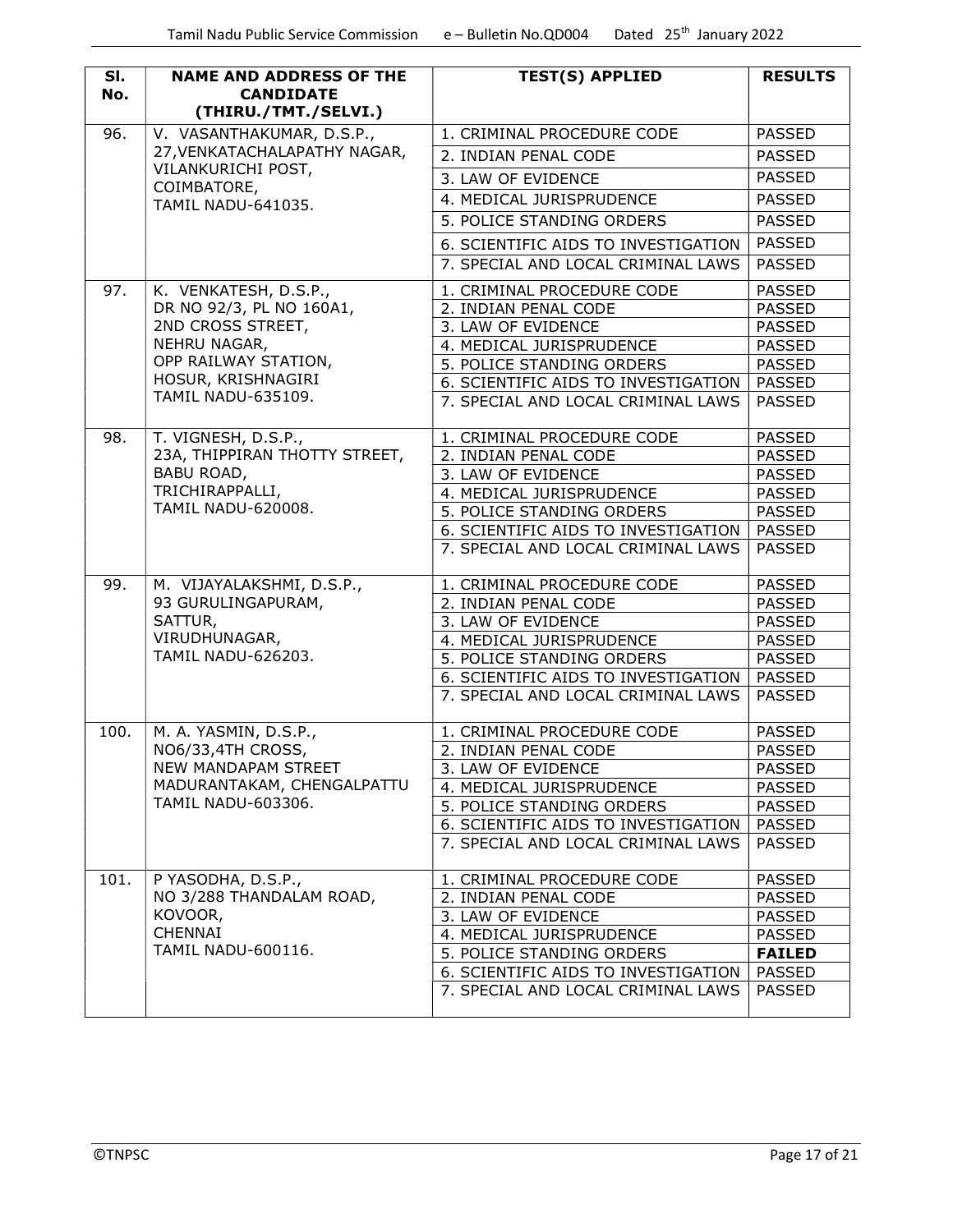| Sl. No. | NAME AND ADDRESS OF THE CANDIDATE (THIRU./TMT./SELVI.) | TEST(S) APPLIED | RESULTS |
|---|---|---|---|
| 96. | V. VASANTHAKUMAR, D.S.P., 27,VENKATACHALAPATHY NAGAR, VILANKURICHI POST, COIMBATORE, TAMIL NADU-641035. | 1. CRIMINAL PROCEDURE CODE | PASSED |
| | | 2. INDIAN PENAL CODE | PASSED |
| | | 3. LAW OF EVIDENCE | PASSED |
| | | 4. MEDICAL JURISPRUDENCE | PASSED |
| | | 5. POLICE STANDING ORDERS | PASSED |
| | | 6. SCIENTIFIC AIDS TO INVESTIGATION | PASSED |
| | | 7. SPECIAL AND LOCAL CRIMINAL LAWS | PASSED |
| 97. | K. VENKATESH, D.S.P., DR NO 92/3, PL NO 160A1, 2ND CROSS STREET, NEHRU NAGAR, OPP RAILWAY STATION, HOSUR, KRISHNAGIRI TAMIL NADU-635109. | 1. CRIMINAL PROCEDURE CODE | PASSED |
| | | 2. INDIAN PENAL CODE | PASSED |
| | | 3. LAW OF EVIDENCE | PASSED |
| | | 4. MEDICAL JURISPRUDENCE | PASSED |
| | | 5. POLICE STANDING ORDERS | PASSED |
| | | 6. SCIENTIFIC AIDS TO INVESTIGATION | PASSED |
| | | 7. SPECIAL AND LOCAL CRIMINAL LAWS | PASSED |
| 98. | T. VIGNESH, D.S.P., 23A, THIPPIRAN THOTTY STREET, BABU ROAD, TRICHIRAPPALLI, TAMIL NADU-620008. | 1. CRIMINAL PROCEDURE CODE | PASSED |
| | | 2. INDIAN PENAL CODE | PASSED |
| | | 3. LAW OF EVIDENCE | PASSED |
| | | 4. MEDICAL JURISPRUDENCE | PASSED |
| | | 5. POLICE STANDING ORDERS | PASSED |
| | | 6. SCIENTIFIC AIDS TO INVESTIGATION | PASSED |
| | | 7. SPECIAL AND LOCAL CRIMINAL LAWS | PASSED |
| 99. | M. VIJAYALAKSHMI, D.S.P., 93 GURULINGAPURAM, SATTUR, VIRUDHUNAGAR, TAMIL NADU-626203. | 1. CRIMINAL PROCEDURE CODE | PASSED |
| | | 2. INDIAN PENAL CODE | PASSED |
| | | 3. LAW OF EVIDENCE | PASSED |
| | | 4. MEDICAL JURISPRUDENCE | PASSED |
| | | 5. POLICE STANDING ORDERS | PASSED |
| | | 6. SCIENTIFIC AIDS TO INVESTIGATION | PASSED |
| | | 7. SPECIAL AND LOCAL CRIMINAL LAWS | PASSED |
| 100. | M. A. YASMIN, D.S.P., NO6/33,4TH CROSS, NEW MANDAPAM STREET MADURANTAKAM, CHENGALPATTU TAMIL NADU-603306. | 1. CRIMINAL PROCEDURE CODE | PASSED |
| | | 2. INDIAN PENAL CODE | PASSED |
| | | 3. LAW OF EVIDENCE | PASSED |
| | | 4. MEDICAL JURISPRUDENCE | PASSED |
| | | 5. POLICE STANDING ORDERS | PASSED |
| | | 6. SCIENTIFIC AIDS TO INVESTIGATION | PASSED |
| | | 7. SPECIAL AND LOCAL CRIMINAL LAWS | PASSED |
| 101. | P YASODHA, D.S.P., NO 3/288 THANDALAM ROAD, KOVOOR, CHENNAI TAMIL NADU-600116. | 1. CRIMINAL PROCEDURE CODE | PASSED |
| | | 2. INDIAN PENAL CODE | PASSED |
| | | 3. LAW OF EVIDENCE | PASSED |
| | | 4. MEDICAL JURISPRUDENCE | PASSED |
| | | 5. POLICE STANDING ORDERS | **FAILED** |
| | | 6. SCIENTIFIC AIDS TO INVESTIGATION | PASSED |
| | | 7. SPECIAL AND LOCAL CRIMINAL LAWS | PASSED |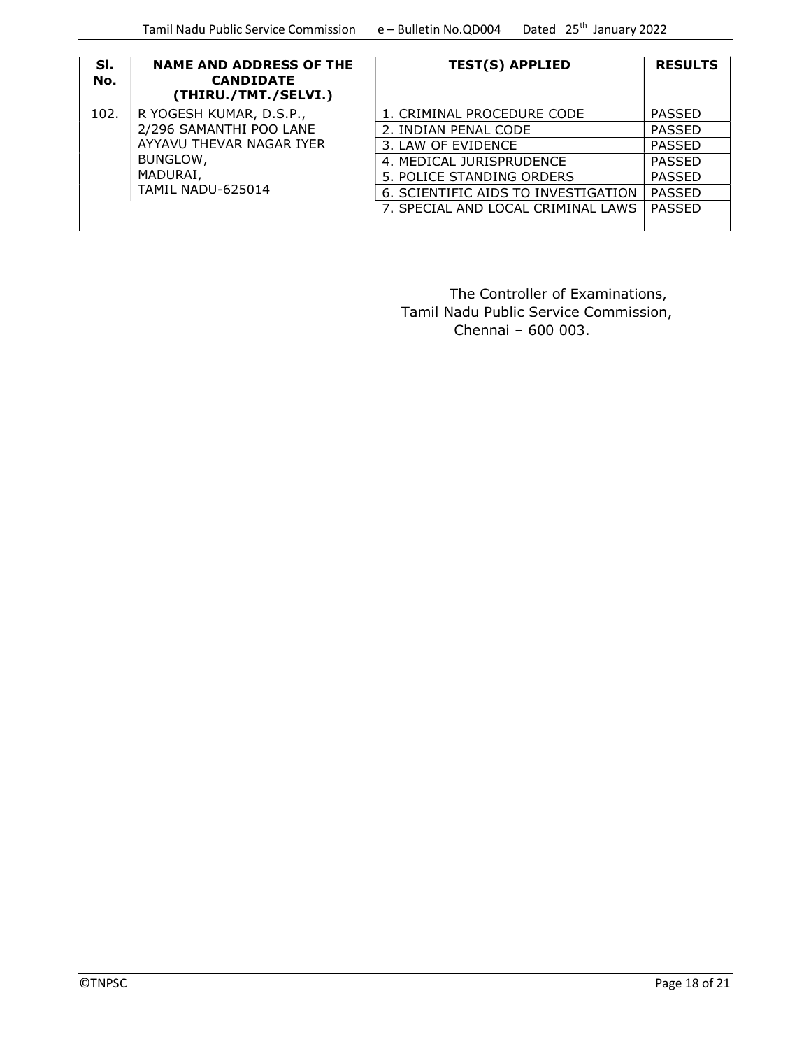| Sl. No. | NAME AND ADDRESS OF THE CANDIDATE (THIRU./TMT./SELVI.) | TEST(S) APPLIED | RESULTS |
|---|---|---|---|
| 102. | R YOGESH KUMAR, D.S.P., 2/296 SAMANTHI POO LANE AYYAVU THEVAR NAGAR IYER BUNGLOW, MADURAI, TAMIL NADU-625014 | 1. CRIMINAL PROCEDURE CODE | PASSED |
| | | 2. INDIAN PENAL CODE | PASSED |
| | | 3. LAW OF EVIDENCE | PASSED |
| | | 4. MEDICAL JURISPRUDENCE | PASSED |
| | | 5. POLICE STANDING ORDERS | PASSED |
| | | 6. SCIENTIFIC AIDS TO INVESTIGATION | PASSED |
| | | 7. SPECIAL AND LOCAL CRIMINAL LAWS | PASSED |

The Controller of Examinations,
Tamil Nadu Public Service Commission,
Chennai – 600 003.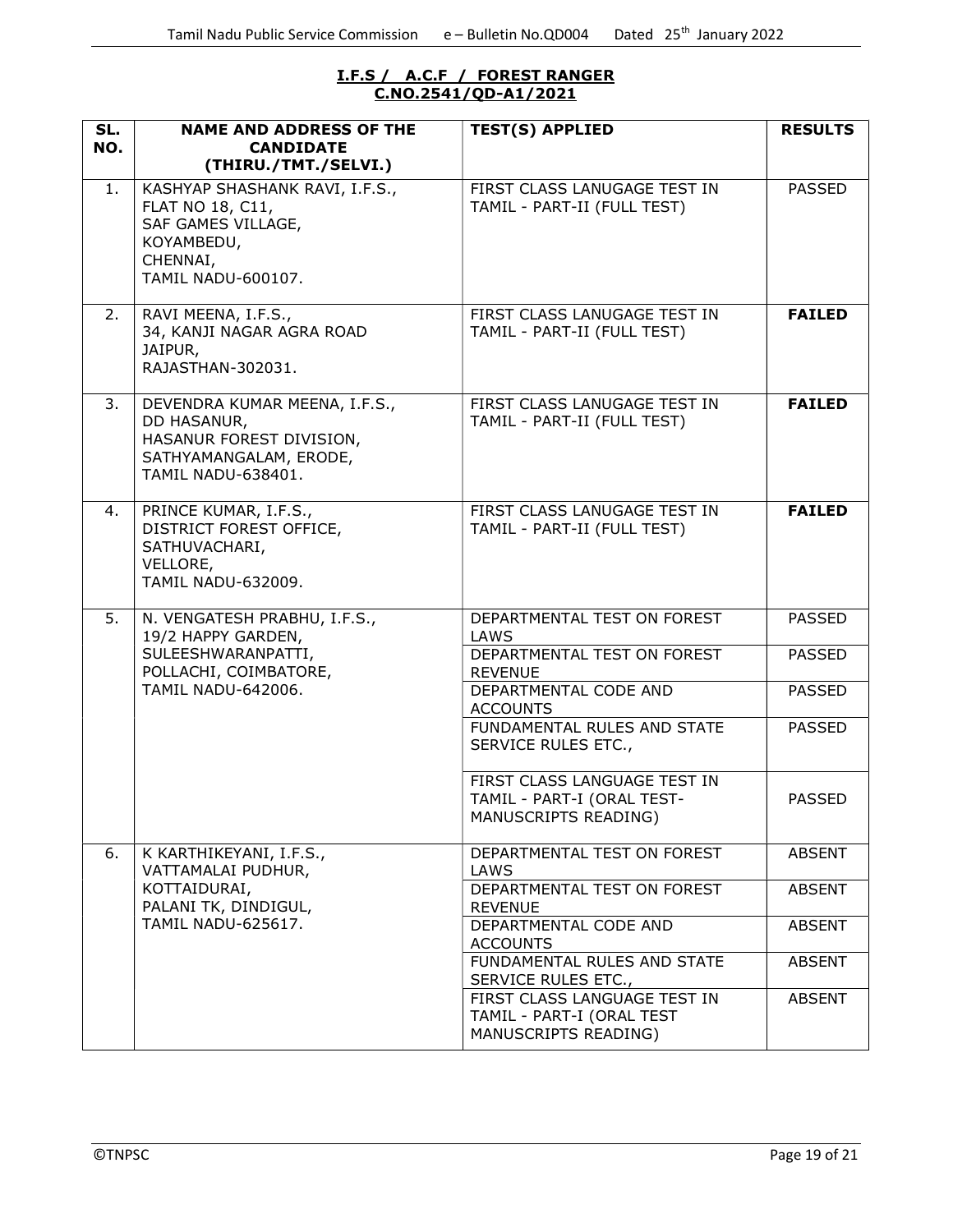**I.F.S / A.C.F / FOREST RANGER**
**C.NO.2541/QD-A1/2021**

| SL. NO. | NAME AND ADDRESS OF THE CANDIDATE (THIRU./TMT./SELVI.) | TEST(S) APPLIED | RESULTS |
|---|---|---|---|
| 1. | KASHYAP SHASHANK RAVI, I.F.S., FLAT NO 18, C11, SAF GAMES VILLAGE, KOYAMBEDU, CHENNAI, TAMIL NADU-600107. | FIRST CLASS LANUGAGE TEST IN TAMIL - PART-II (FULL TEST) | PASSED |
| 2. | RAVI MEENA, I.F.S., 34, KANJI NAGAR AGRA ROAD JAIPUR, RAJASTHAN-302031. | FIRST CLASS LANUGAGE TEST IN TAMIL - PART-II (FULL TEST) | **FAILED** |
| 3. | DEVENDRA KUMAR MEENA, I.F.S., DD HASANUR, HASANUR FOREST DIVISION, SATHYAMANGALAM, ERODE, TAMIL NADU-638401. | FIRST CLASS LANUGAGE TEST IN TAMIL - PART-II (FULL TEST) | **FAILED** |
| 4. | PRINCE KUMAR, I.F.S., DISTRICT FOREST OFFICE, SATHUVACHARI, VELLORE, TAMIL NADU-632009. | FIRST CLASS LANUGAGE TEST IN TAMIL - PART-II (FULL TEST) | **FAILED** |
| 5. | N. VENGATESH PRABHU, I.F.S., 19/2 HAPPY GARDEN, SULEESHWARANPATTI, POLLACHI, COIMBATORE, TAMIL NADU-642006. | DEPARTMENTAL TEST ON FOREST LAWS | PASSED |
| | | DEPARTMENTAL TEST ON FOREST REVENUE | PASSED |
| | | DEPARTMENTAL CODE AND ACCOUNTS | PASSED |
| | | FUNDAMENTAL RULES AND STATE SERVICE RULES ETC., | PASSED |
| | | FIRST CLASS LANGUAGE TEST IN TAMIL - PART-I (ORAL TEST- MANUSCRIPTS READING) | PASSED |
| 6. | K KARTHIKEYANI, I.F.S., VATTAMALAI PUDHUR, KOTTAIDURAI, PALANI TK, DINDIGUL, TAMIL NADU-625617. | DEPARTMENTAL TEST ON FOREST LAWS | ABSENT |
| | | DEPARTMENTAL TEST ON FOREST REVENUE | ABSENT |
| | | DEPARTMENTAL CODE AND ACCOUNTS | ABSENT |
| | | FUNDAMENTAL RULES AND STATE SERVICE RULES ETC., | ABSENT |
| | | FIRST CLASS LANGUAGE TEST IN TAMIL - PART-I (ORAL TEST MANUSCRIPTS READING) | ABSENT |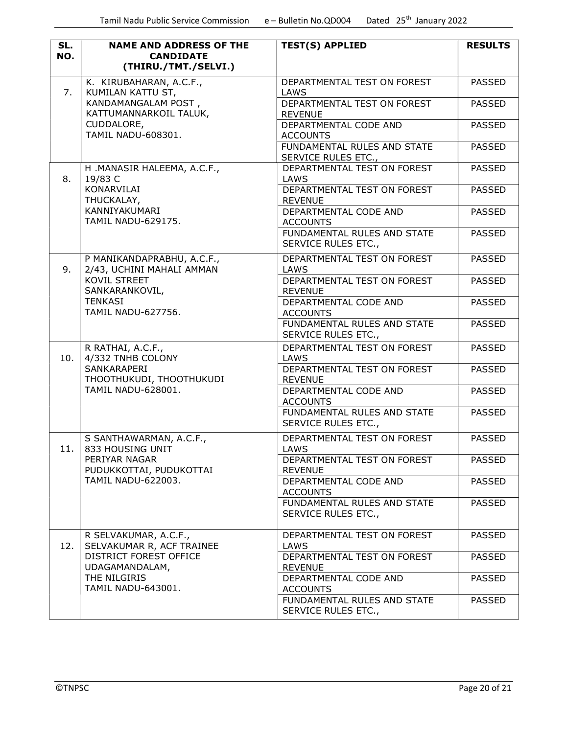| SL. NO. | NAME AND ADDRESS OF THE CANDIDATE (THIRU./TMT./SELVI.) | TEST(S) APPLIED | RESULTS |
|---|---|---|---|
| 7. | K. KIRUBAHARAN, A.C.F., KUMILAN KATTU ST, KANDAMANGALAM POST , KATTUMANNARKOIL TALUK, CUDDALORE, TAMIL NADU-608301. | DEPARTMENTAL TEST ON FOREST LAWS | PASSED |
| | | DEPARTMENTAL TEST ON FOREST REVENUE | PASSED |
| | | DEPARTMENTAL CODE AND ACCOUNTS | PASSED |
| | | FUNDAMENTAL RULES AND STATE SERVICE RULES ETC., | PASSED |
| 8. | H .MANASIR HALEEMA, A.C.F., 19/83 C KONARVILAI THUCKALAY, KANNIYAKUMARI TAMIL NADU-629175. | DEPARTMENTAL TEST ON FOREST LAWS | PASSED |
| | | DEPARTMENTAL TEST ON FOREST REVENUE | PASSED |
| | | DEPARTMENTAL CODE AND ACCOUNTS | PASSED |
| | | FUNDAMENTAL RULES AND STATE SERVICE RULES ETC., | PASSED |
| 9. | P MANIKANDAPRABHU, A.C.F., 2/43, UCHINI MAHALI AMMAN KOVIL STREET SANKARANKOVIL, TENKASI TAMIL NADU-627756. | DEPARTMENTAL TEST ON FOREST LAWS | PASSED |
| | | DEPARTMENTAL TEST ON FOREST REVENUE | PASSED |
| | | DEPARTMENTAL CODE AND ACCOUNTS | PASSED |
| | | FUNDAMENTAL RULES AND STATE SERVICE RULES ETC., | PASSED |
| 10. | R RATHAI, A.C.F., 4/332 TNHB COLONY SANKARAPERI THOOTHUKUDI, THOOTHUKUDI TAMIL NADU-628001. | DEPARTMENTAL TEST ON FOREST LAWS | PASSED |
| | | DEPARTMENTAL TEST ON FOREST REVENUE | PASSED |
| | | DEPARTMENTAL CODE AND ACCOUNTS | PASSED |
| | | FUNDAMENTAL RULES AND STATE SERVICE RULES ETC., | PASSED |
| 11. | S SANTHAWARMAN, A.C.F., 833 HOUSING UNIT PERIYAR NAGAR PUDUKKOTTAI, PUDUKOTTAI TAMIL NADU-622003. | DEPARTMENTAL TEST ON FOREST LAWS | PASSED |
| | | DEPARTMENTAL TEST ON FOREST REVENUE | PASSED |
| | | DEPARTMENTAL CODE AND ACCOUNTS | PASSED |
| | | FUNDAMENTAL RULES AND STATE SERVICE RULES ETC., | PASSED |
| 12. | R SELVAKUMAR, A.C.F., SELVAKUMAR R, ACF TRAINEE DISTRICT FOREST OFFICE UDAGAMANDALAM, THE NILGIRIS TAMIL NADU-643001. | DEPARTMENTAL TEST ON FOREST LAWS | PASSED |
| | | DEPARTMENTAL TEST ON FOREST REVENUE | PASSED |
| | | DEPARTMENTAL CODE AND ACCOUNTS | PASSED |
| | | FUNDAMENTAL RULES AND STATE SERVICE RULES ETC., | PASSED |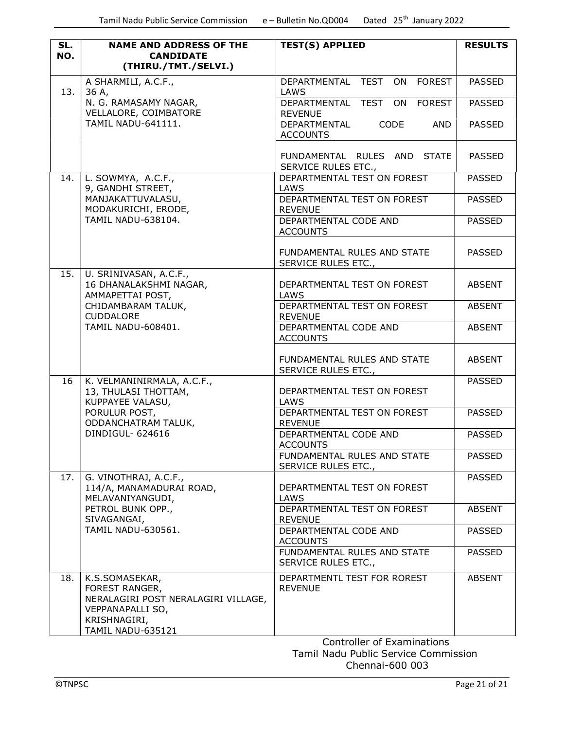| SL. NO. | NAME AND ADDRESS OF THE CANDIDATE (THIRU./TMT./SELVI.) | TEST(S) APPLIED | RESULTS |
|---|---|---|---|
| 13. | A SHARMILI, A.C.F., 36 A, N. G. RAMASAMY NAGAR, VELLALORE, COIMBATORE TAMIL NADU-641111. | DEPARTMENTAL TEST ON FOREST LAWS | PASSED |
| | | DEPARTMENTAL TEST ON FOREST REVENUE | PASSED |
| | | DEPARTMENTAL CODE AND ACCOUNTS | PASSED |
| | | FUNDAMENTAL RULES AND STATE SERVICE RULES ETC., | PASSED |
| 14. | L. SOWMYA, A.C.F., 9, GANDHI STREET, MANJAKATTUVALASU, MODAKURICHI, ERODE, TAMIL NADU-638104. | DEPARTMENTAL TEST ON FOREST LAWS | PASSED |
| | | DEPARTMENTAL TEST ON FOREST REVENUE | PASSED |
| | | DEPARTMENTAL CODE AND ACCOUNTS | PASSED |
| | | FUNDAMENTAL RULES AND STATE SERVICE RULES ETC., | PASSED |
| 15. | U. SRINIVASAN, A.C.F., 16 DHANALAKSHMI NAGAR, AMMAPETTAI POST, CHIDAMBARAM TALUK, CUDDALORE TAMIL NADU-608401. | DEPARTMENTAL TEST ON FOREST LAWS | ABSENT |
| | | DEPARTMENTAL TEST ON FOREST REVENUE | ABSENT |
| | | DEPARTMENTAL CODE AND ACCOUNTS | ABSENT |
| | | FUNDAMENTAL RULES AND STATE SERVICE RULES ETC., | ABSENT |
| 16 | K. VELMANINIRMALA, A.C.F., 13, THULASI THOTTAM, KUPPAYEE VALASU, PORULUR POST, ODDANCHATRAM TALUK, DINDIGUL- 624616 | DEPARTMENTAL TEST ON FOREST LAWS | PASSED |
| | | DEPARTMENTAL TEST ON FOREST REVENUE | PASSED |
| | | DEPARTMENTAL CODE AND ACCOUNTS | PASSED |
| | | FUNDAMENTAL RULES AND STATE SERVICE RULES ETC., | PASSED |
| 17. | G. VINOTHRAJ, A.C.F., 114/A, MANAMADURAI ROAD, MELAVANIYANGUDI, PETROL BUNK OPP., SIVAGANGAI, TAMIL NADU-630561. | DEPARTMENTAL TEST ON FOREST LAWS | PASSED |
| | | DEPARTMENTAL TEST ON FOREST REVENUE | ABSENT |
| | | DEPARTMENTAL CODE AND ACCOUNTS | PASSED |
| | | FUNDAMENTAL RULES AND STATE SERVICE RULES ETC., | PASSED |
| 18. | K.S.SOMASEKAR, FOREST RANGER, NERALAGIRI POST NERALAGIRI VILLAGE, VEPPANAPALLI SO, KRISHNAGIRI, TAMIL NADU-635121 | DEPARTMENTL TEST FOR ROREST REVENUE | ABSENT |

Controller of Examinations
Tamil Nadu Public Service Commission
Chennai-600 003